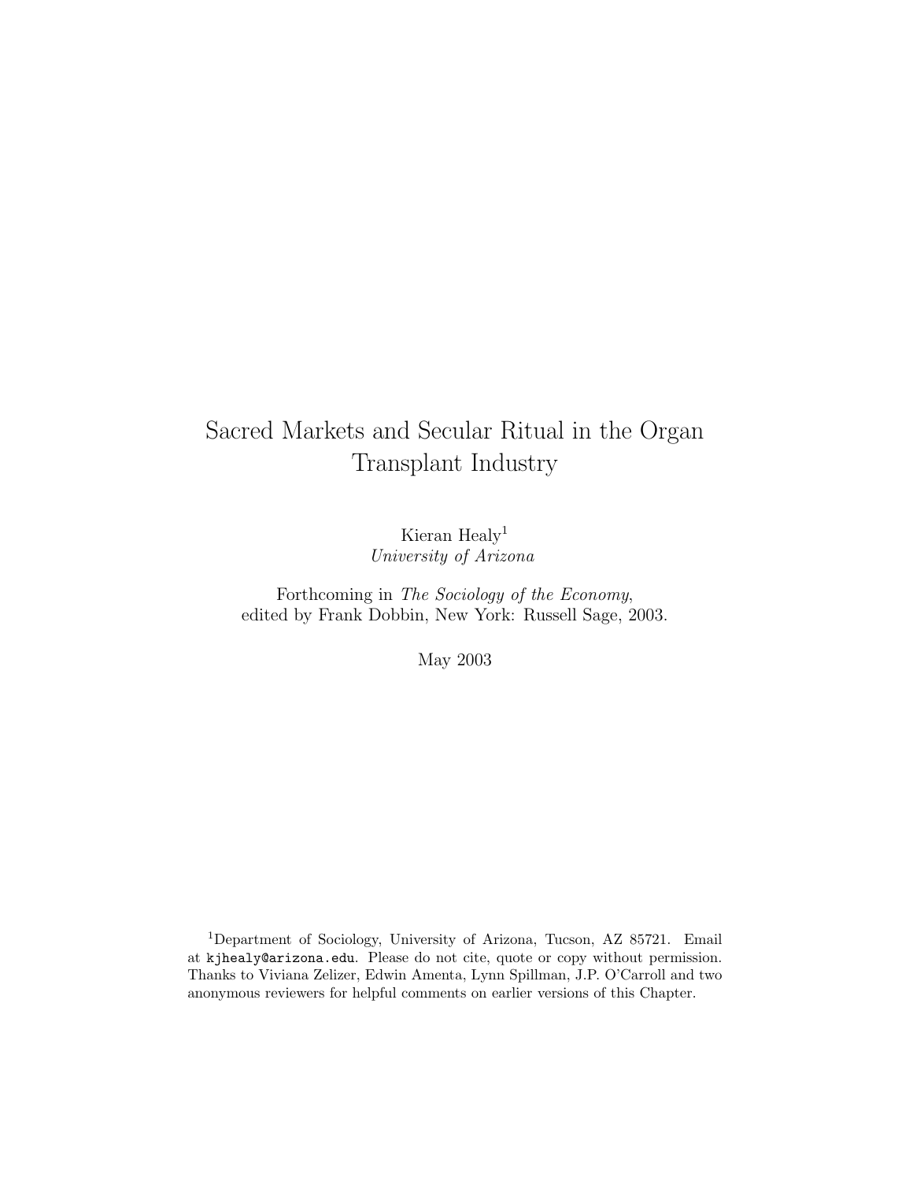# Sacred Markets and Secular Ritual in the Organ Transplant Industry

Kieran Healy[1]
*University of Arizona*

Forthcoming in *The Sociology of the Economy*,
edited by Frank Dobbin, New York: Russell Sage, 2003.

May 2003

[1] Department of Sociology, University of Arizona, Tucson, AZ 85721. Email at kjhealy@arizona.edu. Please do not cite, quote or copy without permission. Thanks to Viviana Zelizer, Edwin Amenta, Lynn Spillman, J.P. O'Carroll and two anonymous reviewers for helpful comments on earlier versions of this Chapter.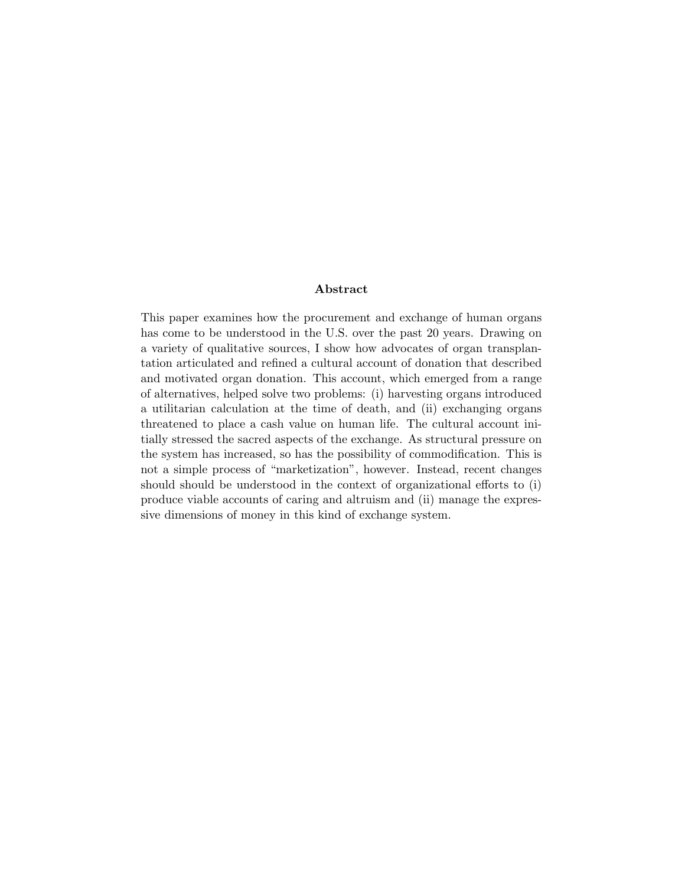## Abstract

This paper examines how the procurement and exchange of human organs has come to be understood in the U.S. over the past 20 years. Drawing on a variety of qualitative sources, I show how advocates of organ transplantation articulated and refined a cultural account of donation that described and motivated organ donation. This account, which emerged from a range of alternatives, helped solve two problems: (i) harvesting organs introduced a utilitarian calculation at the time of death, and (ii) exchanging organs threatened to place a cash value on human life. The cultural account initially stressed the sacred aspects of the exchange. As structural pressure on the system has increased, so has the possibility of commodification. This is not a simple process of "marketization", however. Instead, recent changes should should be understood in the context of organizational efforts to (i) produce viable accounts of caring and altruism and (ii) manage the expressive dimensions of money in this kind of exchange system.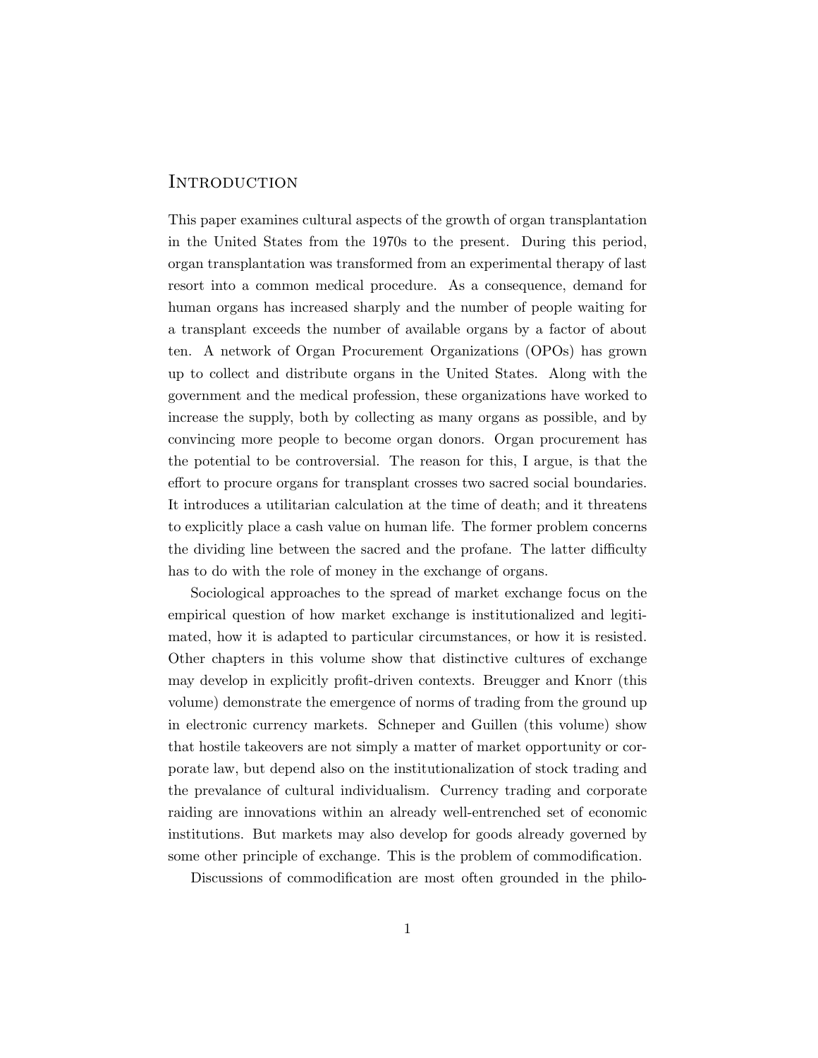## Introduction

This paper examines cultural aspects of the growth of organ transplantation in the United States from the 1970s to the present. During this period, organ transplantation was transformed from an experimental therapy of last resort into a common medical procedure. As a consequence, demand for human organs has increased sharply and the number of people waiting for a transplant exceeds the number of available organs by a factor of about ten. A network of Organ Procurement Organizations (OPOs) has grown up to collect and distribute organs in the United States. Along with the government and the medical profession, these organizations have worked to increase the supply, both by collecting as many organs as possible, and by convincing more people to become organ donors. Organ procurement has the potential to be controversial. The reason for this, I argue, is that the effort to procure organs for transplant crosses two sacred social boundaries. It introduces a utilitarian calculation at the time of death; and it threatens to explicitly place a cash value on human life. The former problem concerns the dividing line between the sacred and the profane. The latter difficulty has to do with the role of money in the exchange of organs.

Sociological approaches to the spread of market exchange focus on the empirical question of how market exchange is institutionalized and legitimated, how it is adapted to particular circumstances, or how it is resisted. Other chapters in this volume show that distinctive cultures of exchange may develop in explicitly profit-driven contexts. Breugger and Knorr (this volume) demonstrate the emergence of norms of trading from the ground up in electronic currency markets. Schneper and Guillen (this volume) show that hostile takeovers are not simply a matter of market opportunity or corporate law, but depend also on the institutionalization of stock trading and the prevalance of cultural individualism. Currency trading and corporate raiding are innovations within an already well-entrenched set of economic institutions. But markets may also develop for goods already governed by some other principle of exchange. This is the problem of commodification.

Discussions of commodification are most often grounded in the philo-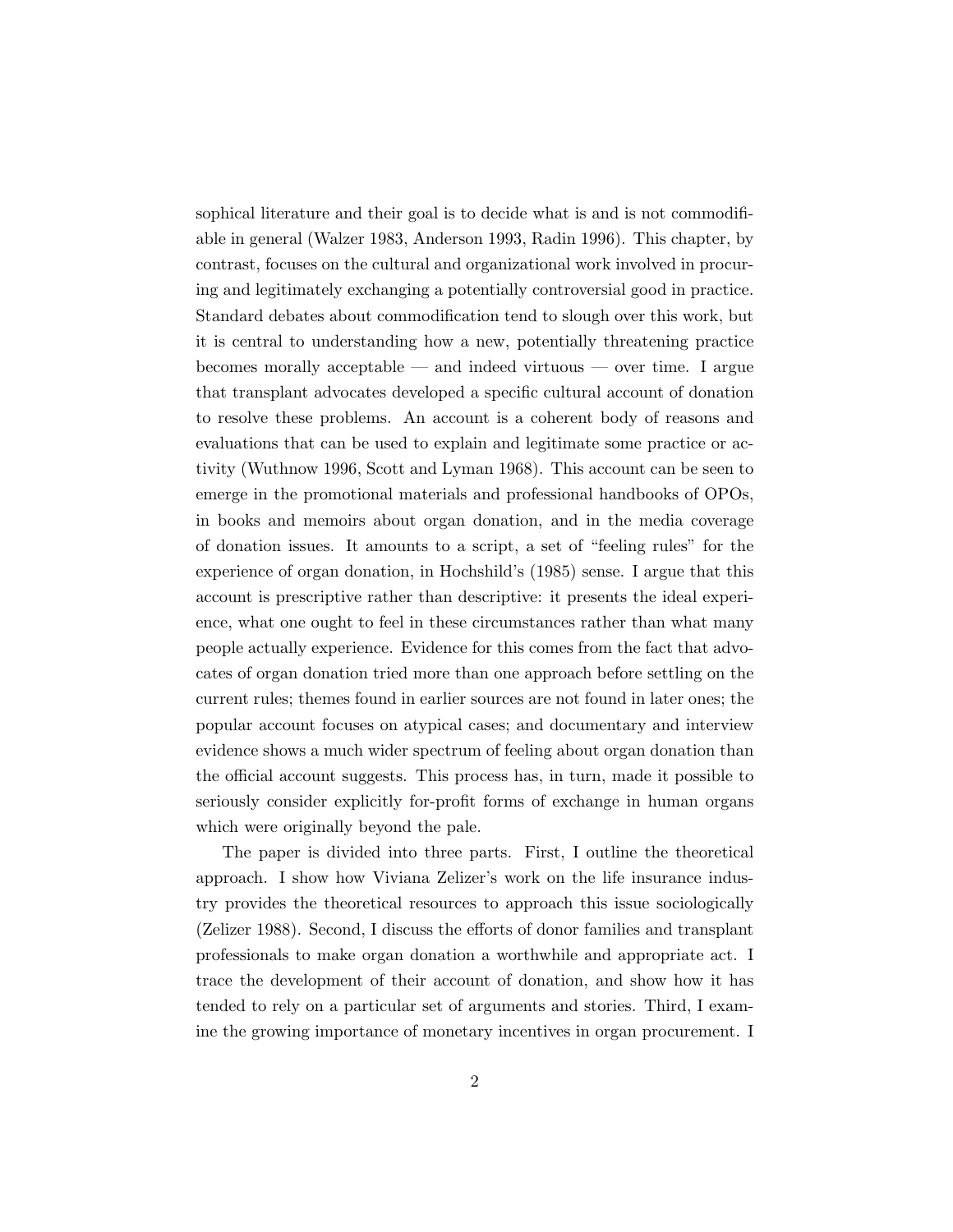sophical literature and their goal is to decide what is and is not commodifiable in general (Walzer 1983, Anderson 1993, Radin 1996). This chapter, by contrast, focuses on the cultural and organizational work involved in procuring and legitimately exchanging a potentially controversial good in practice. Standard debates about commodification tend to slough over this work, but it is central to understanding how a new, potentially threatening practice becomes morally acceptable — and indeed virtuous — over time. I argue that transplant advocates developed a specific cultural account of donation to resolve these problems. An account is a coherent body of reasons and evaluations that can be used to explain and legitimate some practice or activity (Wuthnow 1996, Scott and Lyman 1968). This account can be seen to emerge in the promotional materials and professional handbooks of OPOs, in books and memoirs about organ donation, and in the media coverage of donation issues. It amounts to a script, a set of "feeling rules" for the experience of organ donation, in Hochshild's (1985) sense. I argue that this account is prescriptive rather than descriptive: it presents the ideal experience, what one ought to feel in these circumstances rather than what many people actually experience. Evidence for this comes from the fact that advocates of organ donation tried more than one approach before settling on the current rules; themes found in earlier sources are not found in later ones; the popular account focuses on atypical cases; and documentary and interview evidence shows a much wider spectrum of feeling about organ donation than the official account suggests. This process has, in turn, made it possible to seriously consider explicitly for-profit forms of exchange in human organs which were originally beyond the pale.

The paper is divided into three parts. First, I outline the theoretical approach. I show how Viviana Zelizer's work on the life insurance industry provides the theoretical resources to approach this issue sociologically (Zelizer 1988). Second, I discuss the efforts of donor families and transplant professionals to make organ donation a worthwhile and appropriate act. I trace the development of their account of donation, and show how it has tended to rely on a particular set of arguments and stories. Third, I examine the growing importance of monetary incentives in organ procurement. I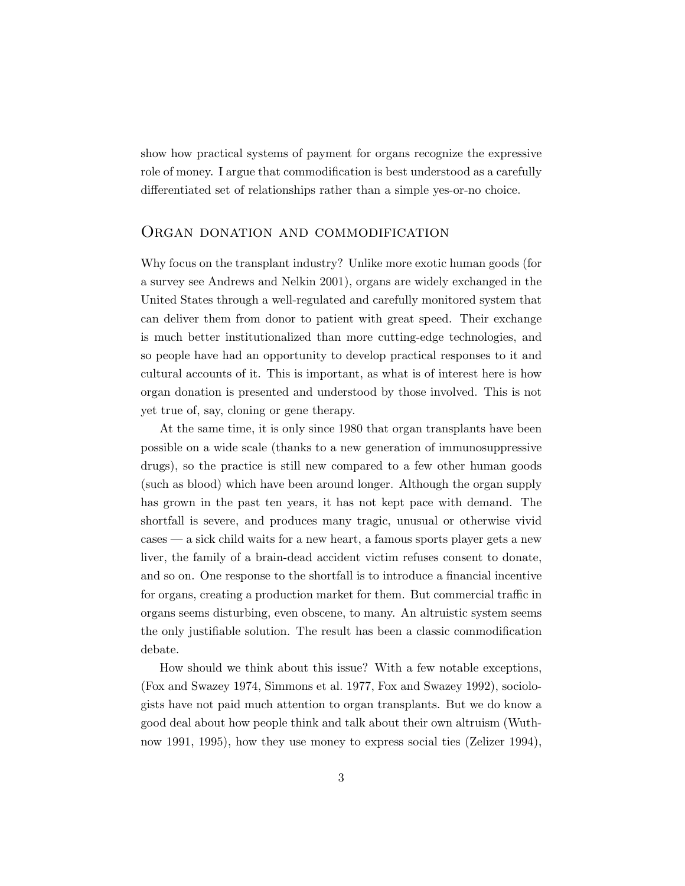show how practical systems of payment for organs recognize the expressive role of money. I argue that commodification is best understood as a carefully differentiated set of relationships rather than a simple yes-or-no choice.

## Organ donation and commodification

Why focus on the transplant industry? Unlike more exotic human goods (for a survey see Andrews and Nelkin 2001), organs are widely exchanged in the United States through a well-regulated and carefully monitored system that can deliver them from donor to patient with great speed. Their exchange is much better institutionalized than more cutting-edge technologies, and so people have had an opportunity to develop practical responses to it and cultural accounts of it. This is important, as what is of interest here is how organ donation is presented and understood by those involved. This is not yet true of, say, cloning or gene therapy.

At the same time, it is only since 1980 that organ transplants have been possible on a wide scale (thanks to a new generation of immunosuppressive drugs), so the practice is still new compared to a few other human goods (such as blood) which have been around longer. Although the organ supply has grown in the past ten years, it has not kept pace with demand. The shortfall is severe, and produces many tragic, unusual or otherwise vivid cases — a sick child waits for a new heart, a famous sports player gets a new liver, the family of a brain-dead accident victim refuses consent to donate, and so on. One response to the shortfall is to introduce a financial incentive for organs, creating a production market for them. But commercial traffic in organs seems disturbing, even obscene, to many. An altruistic system seems the only justifiable solution. The result has been a classic commodification debate.

How should we think about this issue? With a few notable exceptions, (Fox and Swazey 1974, Simmons et al. 1977, Fox and Swazey 1992), sociologists have not paid much attention to organ transplants. But we do know a good deal about how people think and talk about their own altruism (Wuthnow 1991, 1995), how they use money to express social ties (Zelizer 1994),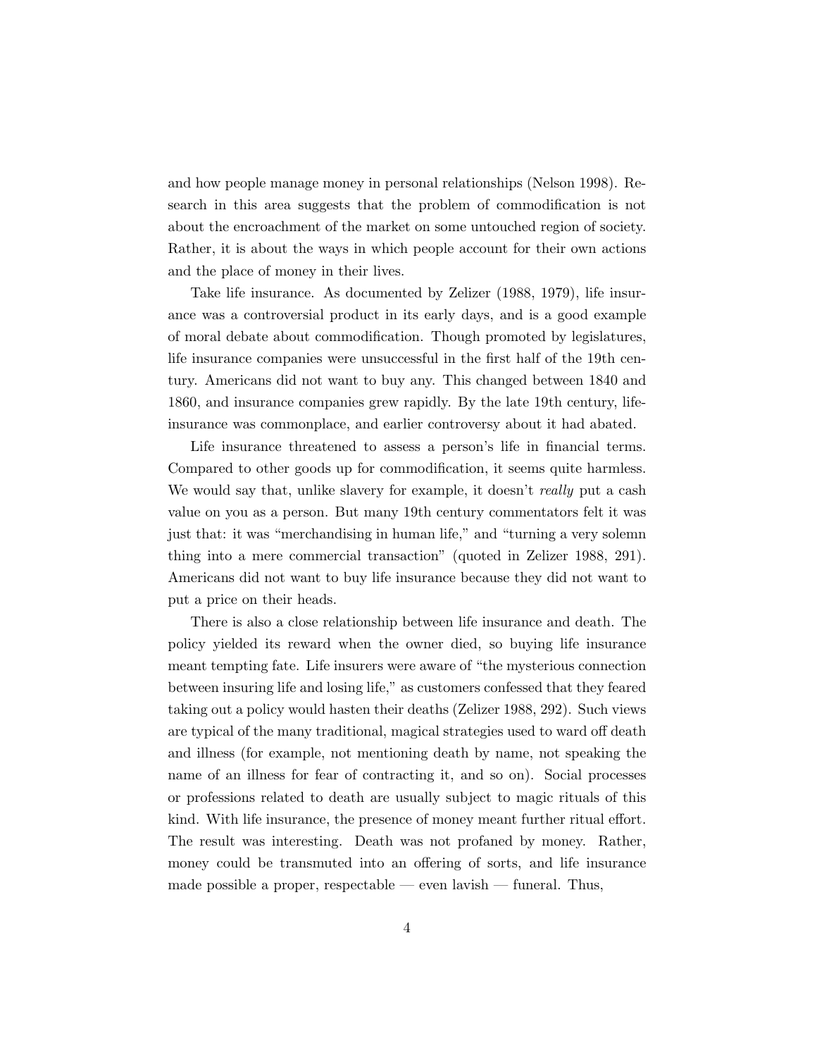and how people manage money in personal relationships (Nelson 1998). Research in this area suggests that the problem of commodification is not about the encroachment of the market on some untouched region of society. Rather, it is about the ways in which people account for their own actions and the place of money in their lives.

Take life insurance. As documented by Zelizer (1988, 1979), life insurance was a controversial product in its early days, and is a good example of moral debate about commodification. Though promoted by legislatures, life insurance companies were unsuccessful in the first half of the 19th century. Americans did not want to buy any. This changed between 1840 and 1860, and insurance companies grew rapidly. By the late 19th century, life-insurance was commonplace, and earlier controversy about it had abated.

Life insurance threatened to assess a person's life in financial terms. Compared to other goods up for commodification, it seems quite harmless. We would say that, unlike slavery for example, it doesn't *really* put a cash value on you as a person. But many 19th century commentators felt it was just that: it was "merchandising in human life," and "turning a very solemn thing into a mere commercial transaction" (quoted in Zelizer 1988, 291). Americans did not want to buy life insurance because they did not want to put a price on their heads.

There is also a close relationship between life insurance and death. The policy yielded its reward when the owner died, so buying life insurance meant tempting fate. Life insurers were aware of "the mysterious connection between insuring life and losing life," as customers confessed that they feared taking out a policy would hasten their deaths (Zelizer 1988, 292). Such views are typical of the many traditional, magical strategies used to ward off death and illness (for example, not mentioning death by name, not speaking the name of an illness for fear of contracting it, and so on). Social processes or professions related to death are usually subject to magic rituals of this kind. With life insurance, the presence of money meant further ritual effort. The result was interesting. Death was not profaned by money. Rather, money could be transmuted into an offering of sorts, and life insurance made possible a proper, respectable — even lavish — funeral. Thus,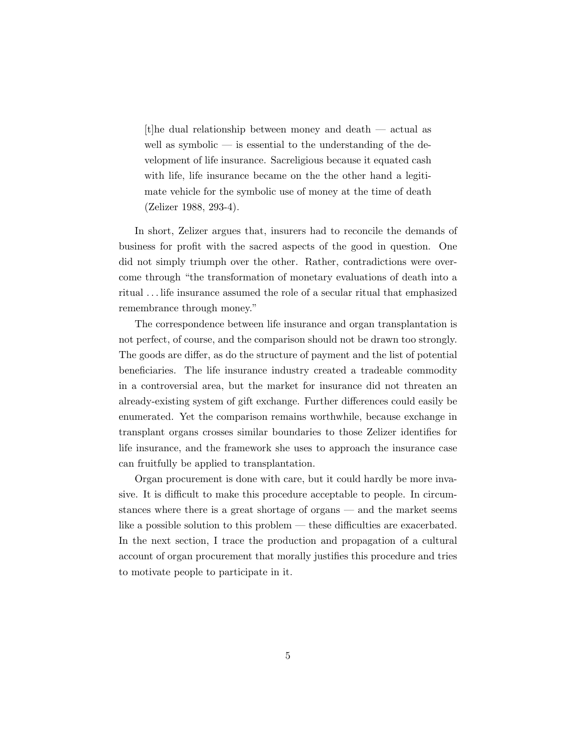> [t]he dual relationship between money and death — actual as well as symbolic — is essential to the understanding of the development of life insurance. Sacreligious because it equated cash with life, life insurance became on the the other hand a legitimate vehicle for the symbolic use of money at the time of death (Zelizer 1988, 293-4).

In short, Zelizer argues that, insurers had to reconcile the demands of business for profit with the sacred aspects of the good in question. One did not simply triumph over the other. Rather, contradictions were overcome through "the transformation of monetary evaluations of death into a ritual . . . life insurance assumed the role of a secular ritual that emphasized remembrance through money."

The correspondence between life insurance and organ transplantation is not perfect, of course, and the comparison should not be drawn too strongly. The goods are differ, as do the structure of payment and the list of potential beneficiaries. The life insurance industry created a tradeable commodity in a controversial area, but the market for insurance did not threaten an already-existing system of gift exchange. Further differences could easily be enumerated. Yet the comparison remains worthwhile, because exchange in transplant organs crosses similar boundaries to those Zelizer identifies for life insurance, and the framework she uses to approach the insurance case can fruitfully be applied to transplantation.

Organ procurement is done with care, but it could hardly be more invasive. It is difficult to make this procedure acceptable to people. In circumstances where there is a great shortage of organs — and the market seems like a possible solution to this problem — these difficulties are exacerbated. In the next section, I trace the production and propagation of a cultural account of organ procurement that morally justifies this procedure and tries to motivate people to participate in it.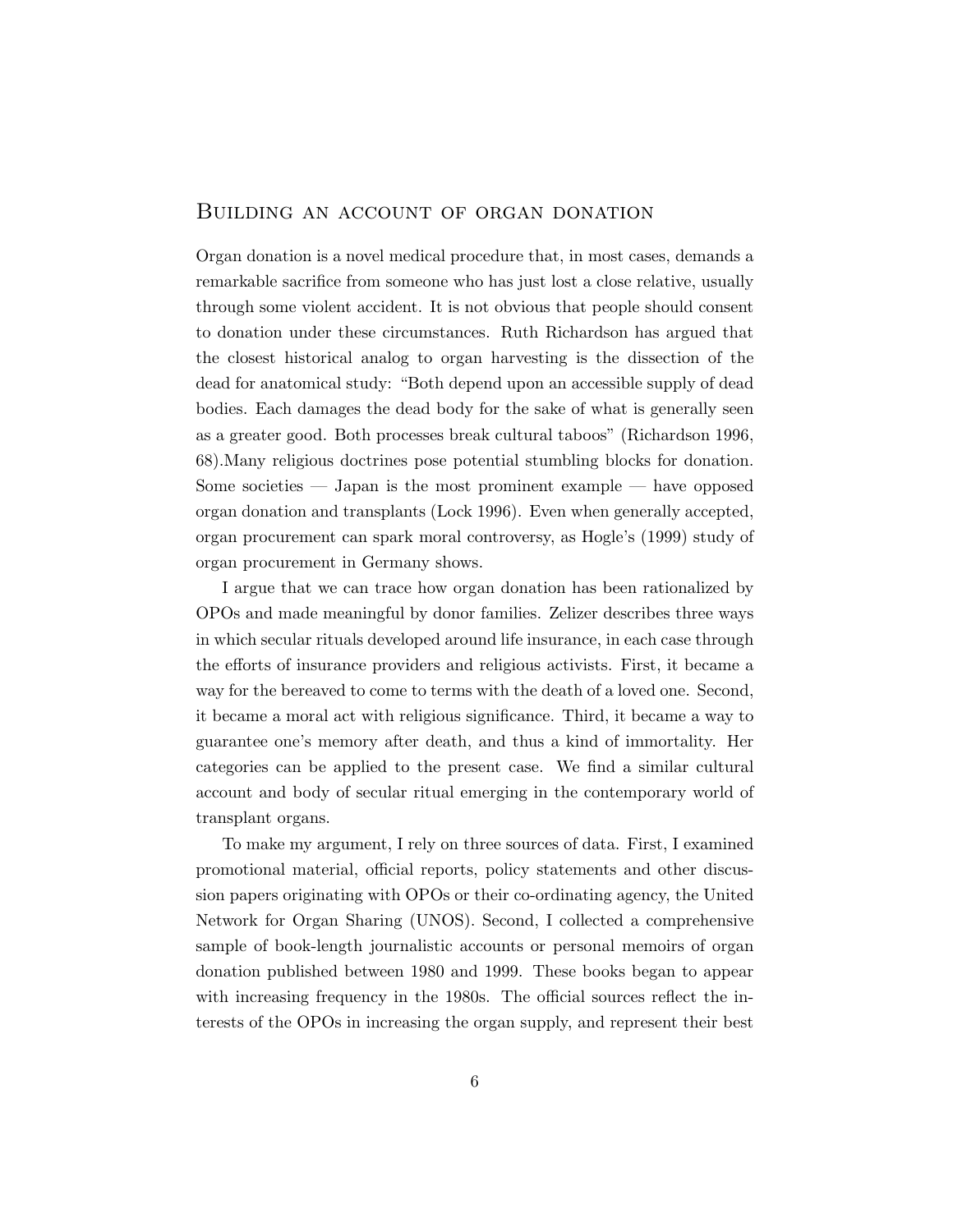## Building an account of organ donation

Organ donation is a novel medical procedure that, in most cases, demands a remarkable sacrifice from someone who has just lost a close relative, usually through some violent accident. It is not obvious that people should consent to donation under these circumstances. Ruth Richardson has argued that the closest historical analog to organ harvesting is the dissection of the dead for anatomical study: "Both depend upon an accessible supply of dead bodies. Each damages the dead body for the sake of what is generally seen as a greater good. Both processes break cultural taboos" (Richardson 1996, 68).Many religious doctrines pose potential stumbling blocks for donation. Some societies — Japan is the most prominent example — have opposed organ donation and transplants (Lock 1996). Even when generally accepted, organ procurement can spark moral controversy, as Hogle's (1999) study of organ procurement in Germany shows.

I argue that we can trace how organ donation has been rationalized by OPOs and made meaningful by donor families. Zelizer describes three ways in which secular rituals developed around life insurance, in each case through the efforts of insurance providers and religious activists. First, it became a way for the bereaved to come to terms with the death of a loved one. Second, it became a moral act with religious significance. Third, it became a way to guarantee one's memory after death, and thus a kind of immortality. Her categories can be applied to the present case. We find a similar cultural account and body of secular ritual emerging in the contemporary world of transplant organs.

To make my argument, I rely on three sources of data. First, I examined promotional material, official reports, policy statements and other discussion papers originating with OPOs or their co-ordinating agency, the United Network for Organ Sharing (UNOS). Second, I collected a comprehensive sample of book-length journalistic accounts or personal memoirs of organ donation published between 1980 and 1999. These books began to appear with increasing frequency in the 1980s. The official sources reflect the interests of the OPOs in increasing the organ supply, and represent their best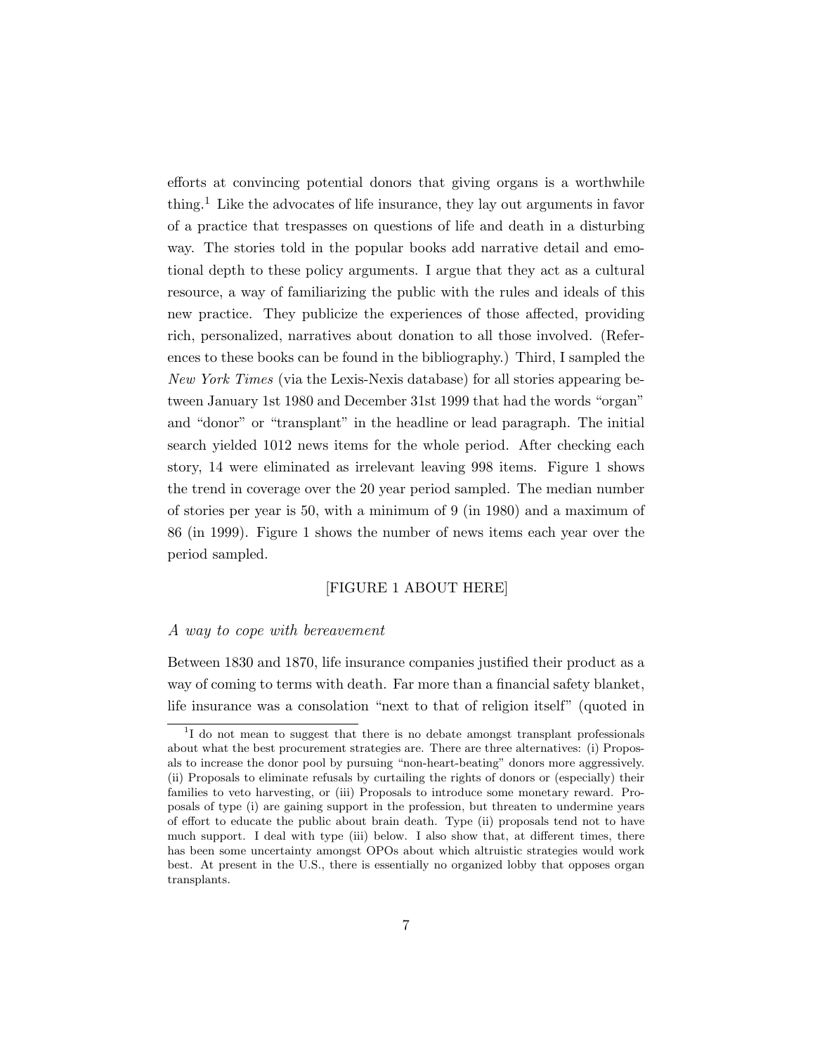efforts at convincing potential donors that giving organs is a worthwhile thing.[1] Like the advocates of life insurance, they lay out arguments in favor of a practice that trespasses on questions of life and death in a disturbing way. The stories told in the popular books add narrative detail and emotional depth to these policy arguments. I argue that they act as a cultural resource, a way of familiarizing the public with the rules and ideals of this new practice. They publicize the experiences of those affected, providing rich, personalized, narratives about donation to all those involved. (References to these books can be found in the bibliography.) Third, I sampled the *New York Times* (via the Lexis-Nexis database) for all stories appearing between January 1st 1980 and December 31st 1999 that had the words "organ" and "donor" or "transplant" in the headline or lead paragraph. The initial search yielded 1012 news items for the whole period. After checking each story, 14 were eliminated as irrelevant leaving 998 items. Figure 1 shows the trend in coverage over the 20 year period sampled. The median number of stories per year is 50, with a minimum of 9 (in 1980) and a maximum of 86 (in 1999). Figure 1 shows the number of news items each year over the period sampled.

[FIGURE 1 ABOUT HERE]

*A way to cope with bereavement*

Between 1830 and 1870, life insurance companies justified their product as a way of coming to terms with death. Far more than a financial safety blanket, life insurance was a consolation "next to that of religion itself" (quoted in

[1] I do not mean to suggest that there is no debate amongst transplant professionals about what the best procurement strategies are. There are three alternatives: (i) Proposals to increase the donor pool by pursuing "non-heart-beating" donors more aggressively. (ii) Proposals to eliminate refusals by curtailing the rights of donors or (especially) their families to veto harvesting, or (iii) Proposals to introduce some monetary reward. Proposals of type (i) are gaining support in the profession, but threaten to undermine years of effort to educate the public about brain death. Type (ii) proposals tend not to have much support. I deal with type (iii) below. I also show that, at different times, there has been some uncertainty amongst OPOs about which altruistic strategies would work best. At present in the U.S., there is essentially no organized lobby that opposes organ transplants.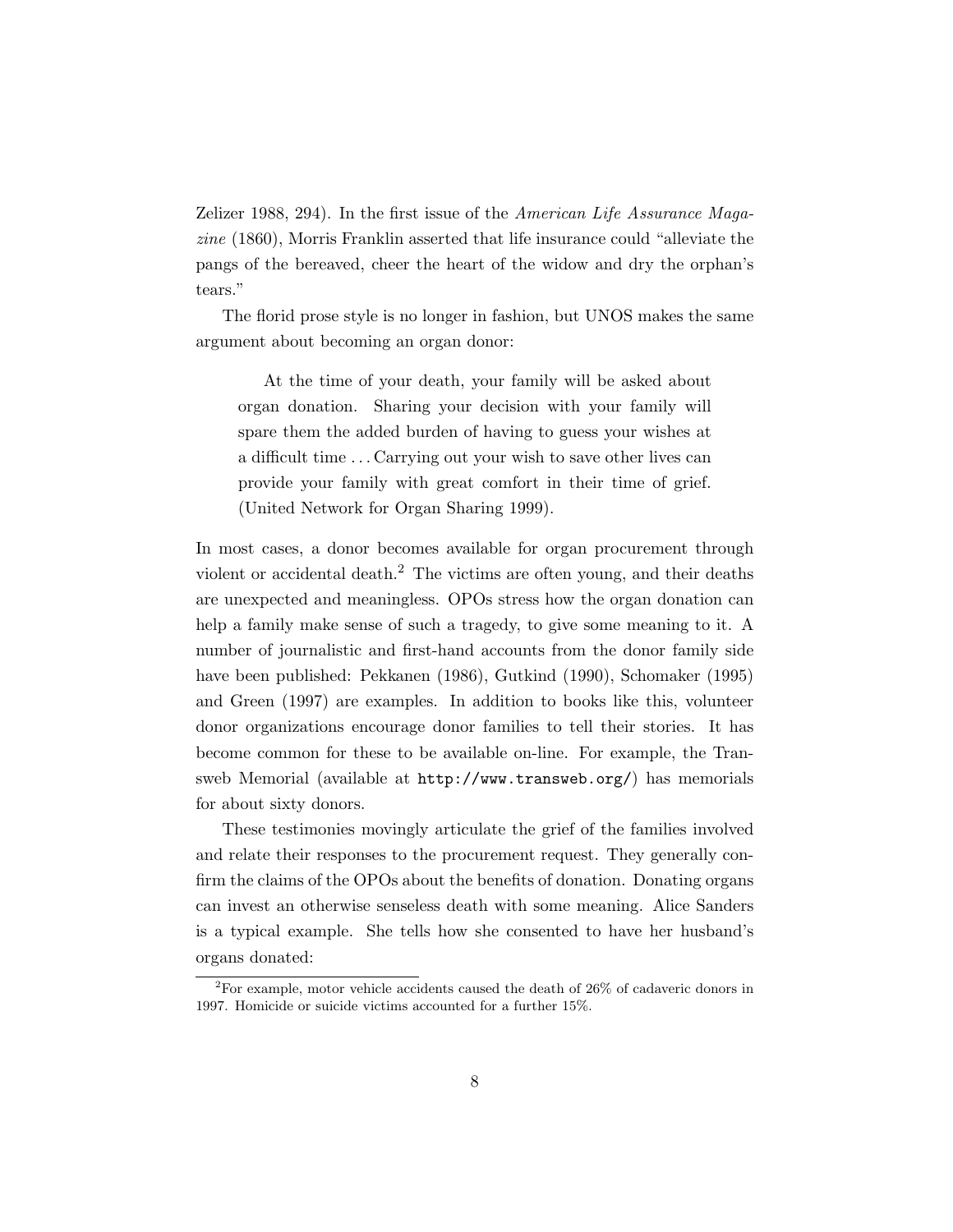Zelizer 1988, 294). In the first issue of the *American Life Assurance Magazine* (1860), Morris Franklin asserted that life insurance could “alleviate the pangs of the bereaved, cheer the heart of the widow and dry the orphan’s tears.”

The florid prose style is no longer in fashion, but UNOS makes the same argument about becoming an organ donor:

> At the time of your death, your family will be asked about organ donation. Sharing your decision with your family will spare them the added burden of having to guess your wishes at a difficult time . . . Carrying out your wish to save other lives can provide your family with great comfort in their time of grief. (United Network for Organ Sharing 1999).

In most cases, a donor becomes available for organ procurement through violent or accidental death.[2] The victims are often young, and their deaths are unexpected and meaningless. OPOs stress how the organ donation can help a family make sense of such a tragedy, to give some meaning to it. A number of journalistic and first-hand accounts from the donor family side have been published: Pekkanen (1986), Gutkind (1990), Schomaker (1995) and Green (1997) are examples. In addition to books like this, volunteer donor organizations encourage donor families to tell their stories. It has become common for these to be available on-line. For example, the Transweb Memorial (available at `http://www.transweb.org/`) has memorials for about sixty donors.

These testimonies movingly articulate the grief of the families involved and relate their responses to the procurement request. They generally confirm the claims of the OPOs about the benefits of donation. Donating organs can invest an otherwise senseless death with some meaning. Alice Sanders is a typical example. She tells how she consented to have her husband’s organs donated:

[2] For example, motor vehicle accidents caused the death of 26% of cadaveric donors in 1997. Homicide or suicide victims accounted for a further 15%.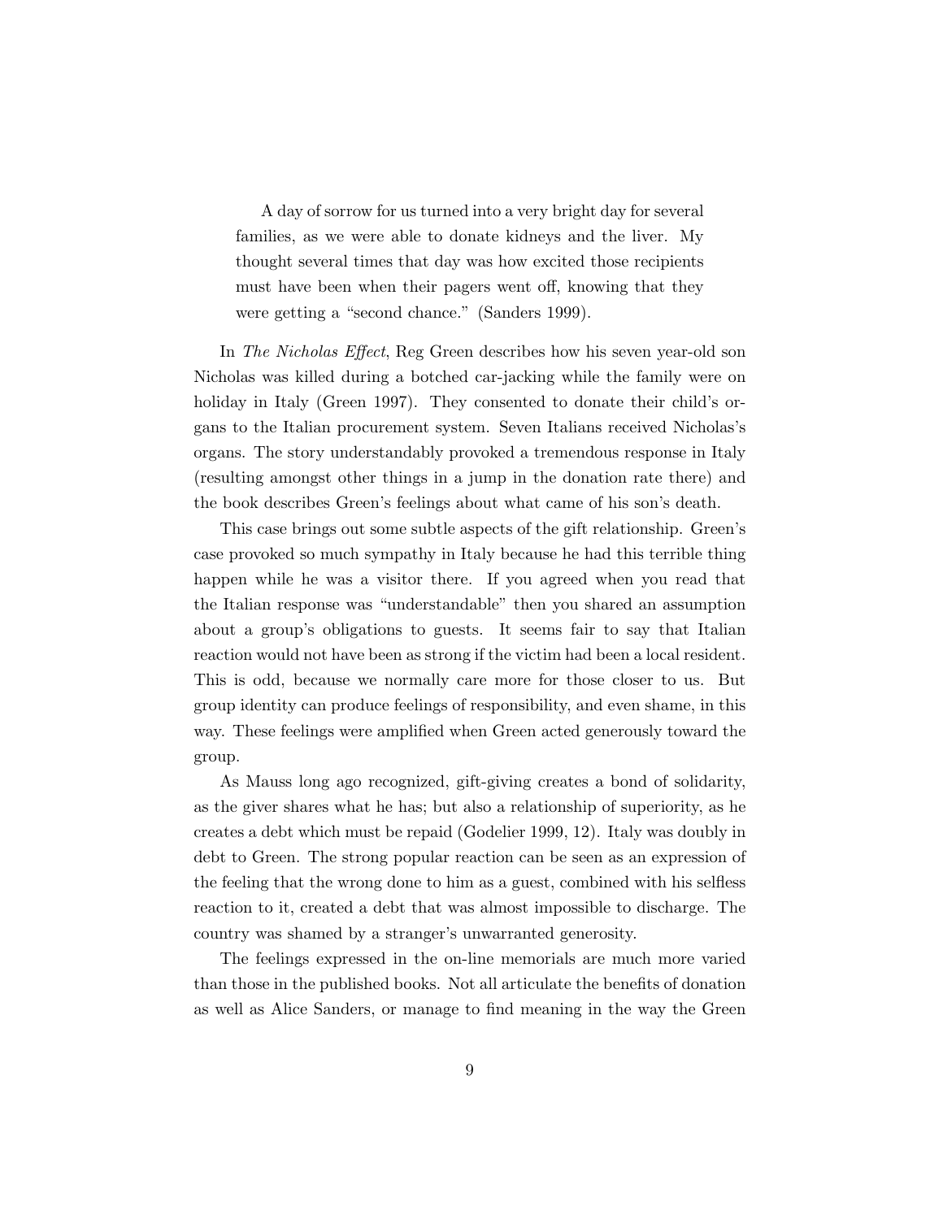> A day of sorrow for us turned into a very bright day for several families, as we were able to donate kidneys and the liver. My thought several times that day was how excited those recipients must have been when their pagers went off, knowing that they were getting a "second chance." (Sanders 1999).

In *The Nicholas Effect*, Reg Green describes how his seven year-old son Nicholas was killed during a botched car-jacking while the family were on holiday in Italy (Green 1997). They consented to donate their child's organs to the Italian procurement system. Seven Italians received Nicholas's organs. The story understandably provoked a tremendous response in Italy (resulting amongst other things in a jump in the donation rate there) and the book describes Green's feelings about what came of his son's death.

This case brings out some subtle aspects of the gift relationship. Green's case provoked so much sympathy in Italy because he had this terrible thing happen while he was a visitor there. If you agreed when you read that the Italian response was "understandable" then you shared an assumption about a group's obligations to guests. It seems fair to say that Italian reaction would not have been as strong if the victim had been a local resident. This is odd, because we normally care more for those closer to us. But group identity can produce feelings of responsibility, and even shame, in this way. These feelings were amplified when Green acted generously toward the group.

As Mauss long ago recognized, gift-giving creates a bond of solidarity, as the giver shares what he has; but also a relationship of superiority, as he creates a debt which must be repaid (Godelier 1999, 12). Italy was doubly in debt to Green. The strong popular reaction can be seen as an expression of the feeling that the wrong done to him as a guest, combined with his selfless reaction to it, created a debt that was almost impossible to discharge. The country was shamed by a stranger's unwarranted generosity.

The feelings expressed in the on-line memorials are much more varied than those in the published books. Not all articulate the benefits of donation as well as Alice Sanders, or manage to find meaning in the way the Green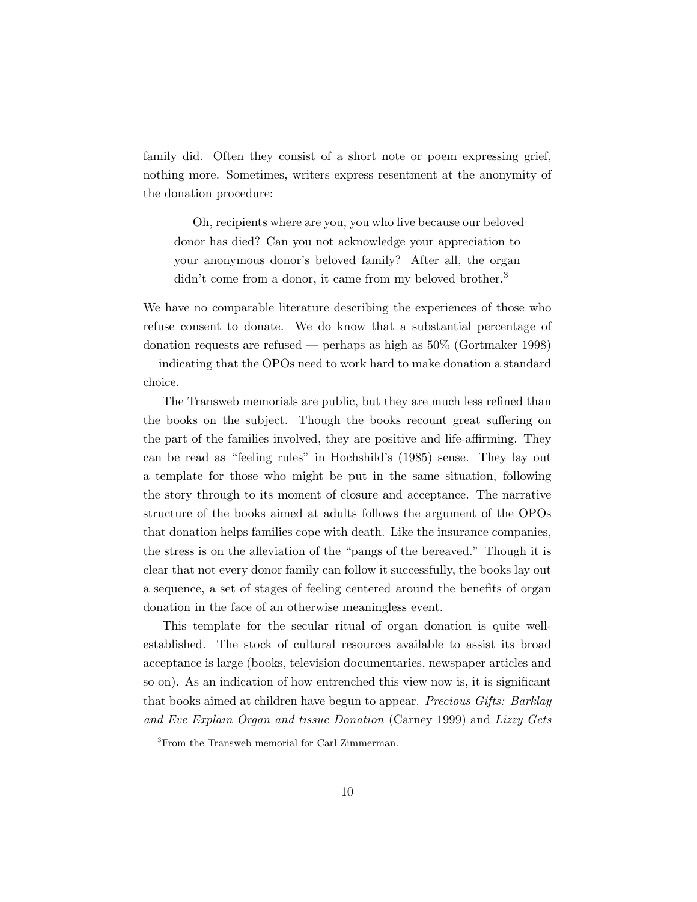family did. Often they consist of a short note or poem expressing grief, nothing more. Sometimes, writers express resentment at the anonymity of the donation procedure:

> Oh, recipients where are you, you who live because our beloved donor has died? Can you not acknowledge your appreciation to your anonymous donor's beloved family? After all, the organ didn't come from a donor, it came from my beloved brother.[3]

We have no comparable literature describing the experiences of those who refuse consent to donate. We do know that a substantial percentage of donation requests are refused — perhaps as high as 50% (Gortmaker 1998) — indicating that the OPOs need to work hard to make donation a standard choice.

The Transweb memorials are public, but they are much less refined than the books on the subject. Though the books recount great suffering on the part of the families involved, they are positive and life-affirming. They can be read as "feeling rules" in Hochshild's (1985) sense. They lay out a template for those who might be put in the same situation, following the story through to its moment of closure and acceptance. The narrative structure of the books aimed at adults follows the argument of the OPOs that donation helps families cope with death. Like the insurance companies, the stress is on the alleviation of the "pangs of the bereaved." Though it is clear that not every donor family can follow it successfully, the books lay out a sequence, a set of stages of feeling centered around the benefits of organ donation in the face of an otherwise meaningless event.

This template for the secular ritual of organ donation is quite well-established. The stock of cultural resources available to assist its broad acceptance is large (books, television documentaries, newspaper articles and so on). As an indication of how entrenched this view now is, it is significant that books aimed at children have begun to appear. *Precious Gifts: Barklay and Eve Explain Organ and tissue Donation* (Carney 1999) and *Lizzy Gets*

[3] From the Transweb memorial for Carl Zimmerman.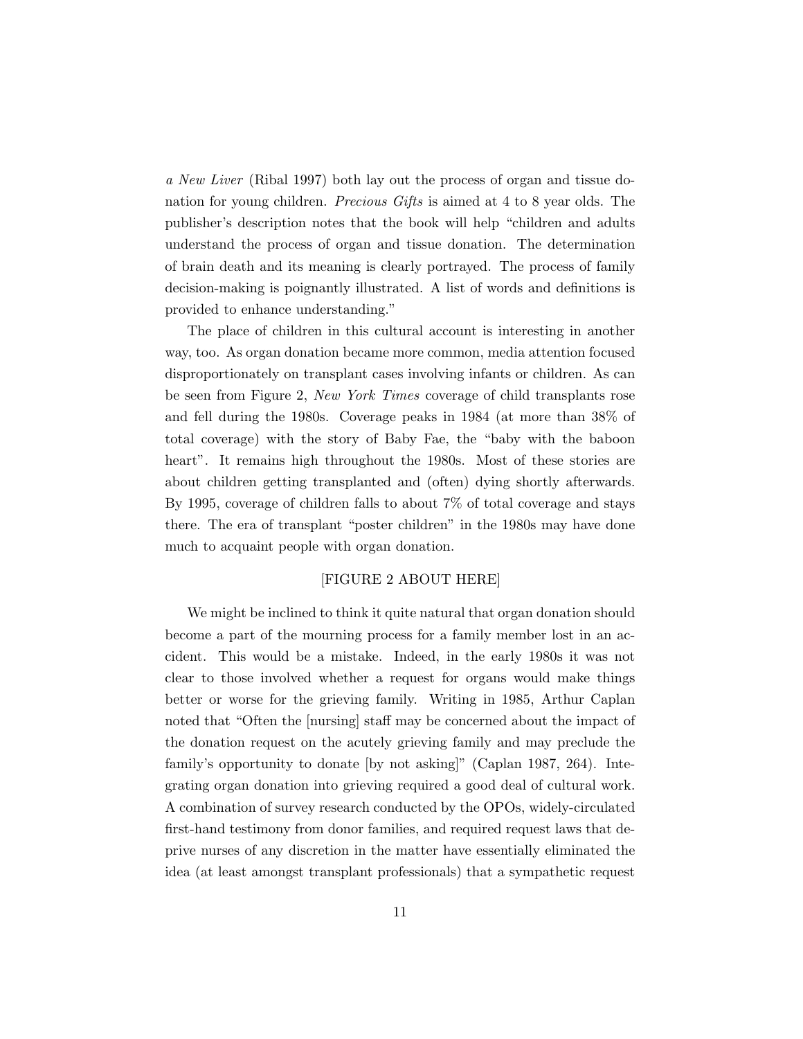*a New Liver* (Ribal 1997) both lay out the process of organ and tissue donation for young children. *Precious Gifts* is aimed at 4 to 8 year olds. The publisher's description notes that the book will help "children and adults understand the process of organ and tissue donation. The determination of brain death and its meaning is clearly portrayed. The process of family decision-making is poignantly illustrated. A list of words and definitions is provided to enhance understanding."

The place of children in this cultural account is interesting in another way, too. As organ donation became more common, media attention focused disproportionately on transplant cases involving infants or children. As can be seen from Figure 2, *New York Times* coverage of child transplants rose and fell during the 1980s. Coverage peaks in 1984 (at more than 38% of total coverage) with the story of Baby Fae, the "baby with the baboon heart". It remains high throughout the 1980s. Most of these stories are about children getting transplanted and (often) dying shortly afterwards. By 1995, coverage of children falls to about 7% of total coverage and stays there. The era of transplant "poster children" in the 1980s may have done much to acquaint people with organ donation.

[FIGURE 2 ABOUT HERE]

We might be inclined to think it quite natural that organ donation should become a part of the mourning process for a family member lost in an accident. This would be a mistake. Indeed, in the early 1980s it was not clear to those involved whether a request for organs would make things better or worse for the grieving family. Writing in 1985, Arthur Caplan noted that "Often the [nursing] staff may be concerned about the impact of the donation request on the acutely grieving family and may preclude the family's opportunity to donate [by not asking]" (Caplan 1987, 264). Integrating organ donation into grieving required a good deal of cultural work. A combination of survey research conducted by the OPOs, widely-circulated first-hand testimony from donor families, and required request laws that deprive nurses of any discretion in the matter have essentially eliminated the idea (at least amongst transplant professionals) that a sympathetic request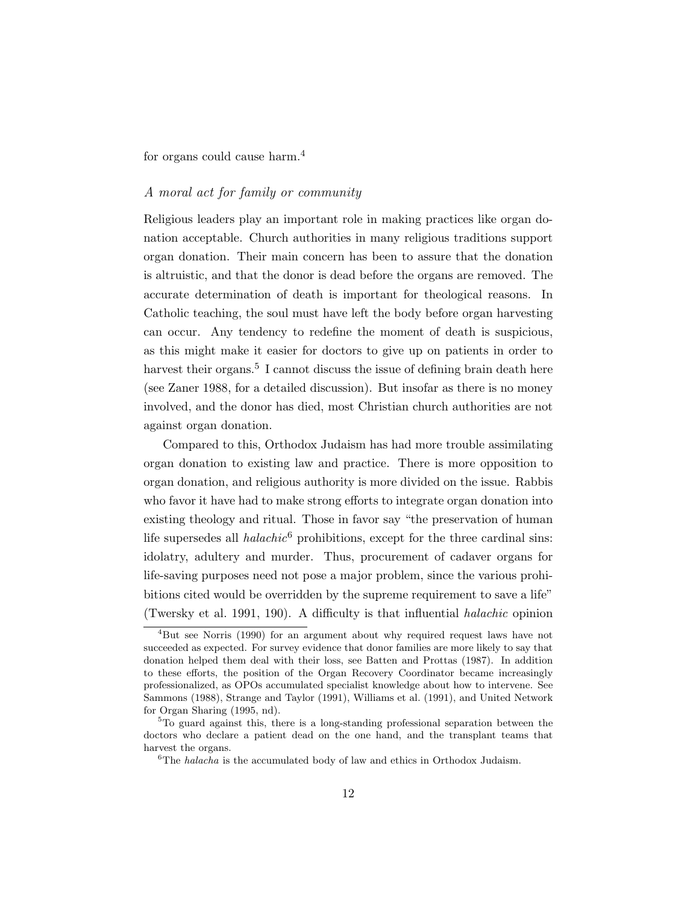for organs could cause harm.[4]

### *A moral act for family or community*

Religious leaders play an important role in making practices like organ donation acceptable. Church authorities in many religious traditions support organ donation. Their main concern has been to assure that the donation is altruistic, and that the donor is dead before the organs are removed. The accurate determination of death is important for theological reasons. In Catholic teaching, the soul must have left the body before organ harvesting can occur. Any tendency to redefine the moment of death is suspicious, as this might make it easier for doctors to give up on patients in order to harvest their organs.[5] I cannot discuss the issue of defining brain death here (see Zaner 1988, for a detailed discussion). But insofar as there is no money involved, and the donor has died, most Christian church authorities are not against organ donation.

Compared to this, Orthodox Judaism has had more trouble assimilating organ donation to existing law and practice. There is more opposition to organ donation, and religious authority is more divided on the issue. Rabbis who favor it have had to make strong efforts to integrate organ donation into existing theology and ritual. Those in favor say "the preservation of human life supersedes all *halachic*[6] prohibitions, except for the three cardinal sins: idolatry, adultery and murder. Thus, procurement of cadaver organs for life-saving purposes need not pose a major problem, since the various prohibitions cited would be overridden by the supreme requirement to save a life" (Twersky et al. 1991, 190). A difficulty is that influential *halachic* opinion

[4] But see Norris (1990) for an argument about why required request laws have not succeeded as expected. For survey evidence that donor families are more likely to say that donation helped them deal with their loss, see Batten and Prottas (1987). In addition to these efforts, the position of the Organ Recovery Coordinator became increasingly professionalized, as OPOs accumulated specialist knowledge about how to intervene. See Sammons (1988), Strange and Taylor (1991), Williams et al. (1991), and United Network for Organ Sharing (1995, nd).

[5] To guard against this, there is a long-standing professional separation between the doctors who declare a patient dead on the one hand, and the transplant teams that harvest the organs.

[6] The *halacha* is the accumulated body of law and ethics in Orthodox Judaism.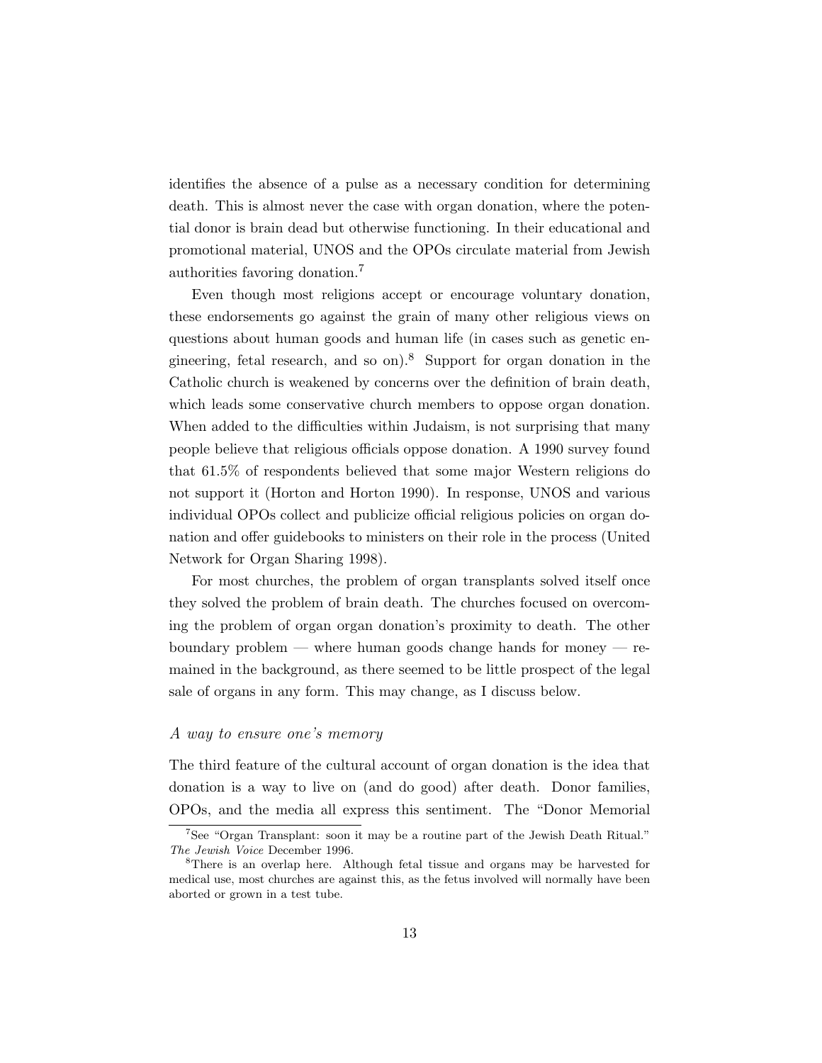identifies the absence of a pulse as a necessary condition for determining death. This is almost never the case with organ donation, where the potential donor is brain dead but otherwise functioning. In their educational and promotional material, UNOS and the OPOs circulate material from Jewish authorities favoring donation.[7]

Even though most religions accept or encourage voluntary donation, these endorsements go against the grain of many other religious views on questions about human goods and human life (in cases such as genetic engineering, fetal research, and so on).[8] Support for organ donation in the Catholic church is weakened by concerns over the definition of brain death, which leads some conservative church members to oppose organ donation. When added to the difficulties within Judaism, is not surprising that many people believe that religious officials oppose donation. A 1990 survey found that 61.5% of respondents believed that some major Western religions do not support it (Horton and Horton 1990). In response, UNOS and various individual OPOs collect and publicize official religious policies on organ donation and offer guidebooks to ministers on their role in the process (United Network for Organ Sharing 1998).

For most churches, the problem of organ transplants solved itself once they solved the problem of brain death. The churches focused on overcoming the problem of organ organ donation's proximity to death. The other boundary problem — where human goods change hands for money — remained in the background, as there seemed to be little prospect of the legal sale of organs in any form. This may change, as I discuss below.

### *A way to ensure one's memory*

The third feature of the cultural account of organ donation is the idea that donation is a way to live on (and do good) after death. Donor families, OPOs, and the media all express this sentiment. The "Donor Memorial

[7] See "Organ Transplant: soon it may be a routine part of the Jewish Death Ritual." *The Jewish Voice* December 1996.

[8] There is an overlap here. Although fetal tissue and organs may be harvested for medical use, most churches are against this, as the fetus involved will normally have been aborted or grown in a test tube.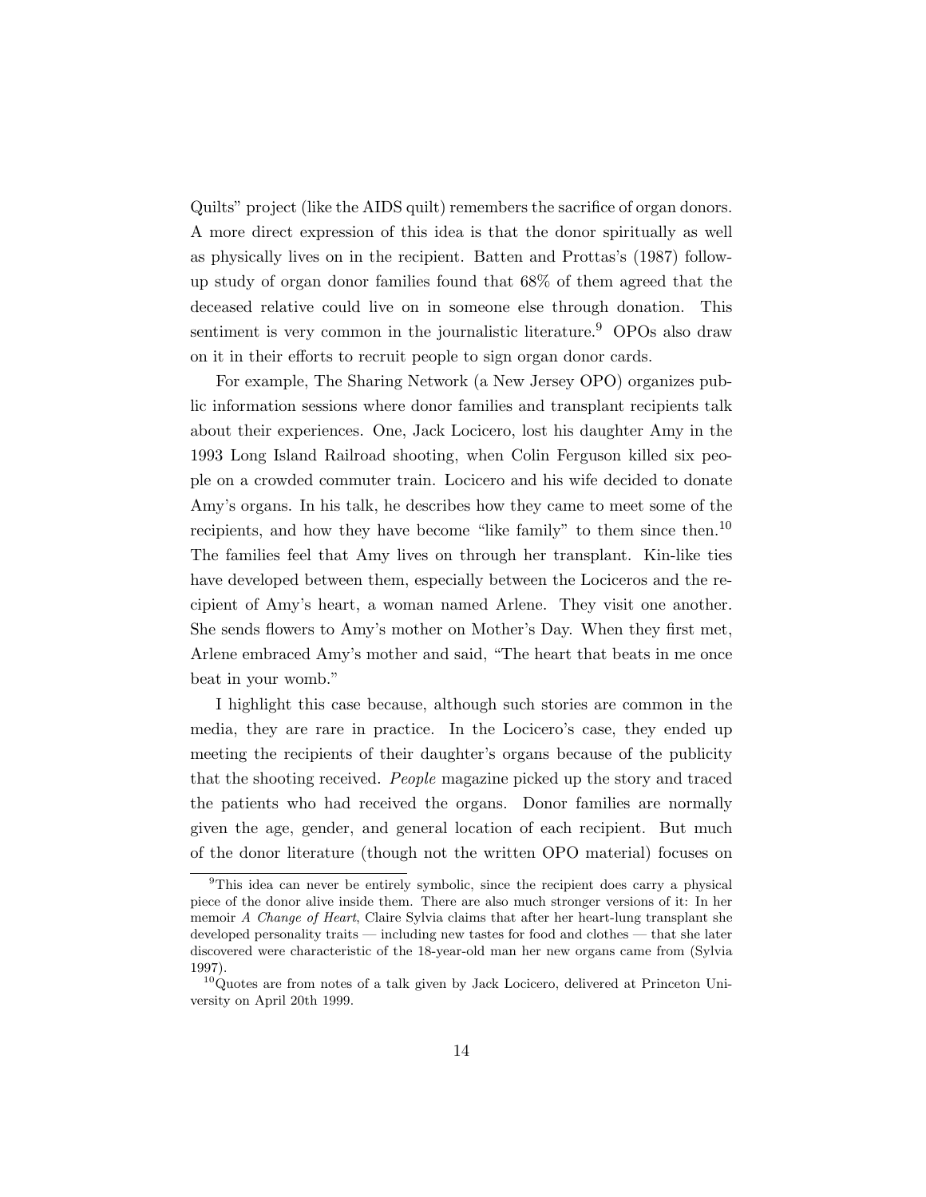Quilts" project (like the AIDS quilt) remembers the sacrifice of organ donors. A more direct expression of this idea is that the donor spiritually as well as physically lives on in the recipient. Batten and Prottas's (1987) follow-up study of organ donor families found that 68% of them agreed that the deceased relative could live on in someone else through donation. This sentiment is very common in the journalistic literature.[9] OPOs also draw on it in their efforts to recruit people to sign organ donor cards.

For example, The Sharing Network (a New Jersey OPO) organizes public information sessions where donor families and transplant recipients talk about their experiences. One, Jack Locicero, lost his daughter Amy in the 1993 Long Island Railroad shooting, when Colin Ferguson killed six people on a crowded commuter train. Locicero and his wife decided to donate Amy's organs. In his talk, he describes how they came to meet some of the recipients, and how they have become "like family" to them since then.[10] The families feel that Amy lives on through her transplant. Kin-like ties have developed between them, especially between the Lociceros and the recipient of Amy's heart, a woman named Arlene. They visit one another. She sends flowers to Amy's mother on Mother's Day. When they first met, Arlene embraced Amy's mother and said, "The heart that beats in me once beat in your womb."

I highlight this case because, although such stories are common in the media, they are rare in practice. In the Locicero's case, they ended up meeting the recipients of their daughter's organs because of the publicity that the shooting received. *People* magazine picked up the story and traced the patients who had received the organs. Donor families are normally given the age, gender, and general location of each recipient. But much of the donor literature (though not the written OPO material) focuses on

[9] This idea can never be entirely symbolic, since the recipient does carry a physical piece of the donor alive inside them. There are also much stronger versions of it: In her memoir *A Change of Heart*, Claire Sylvia claims that after her heart-lung transplant she developed personality traits — including new tastes for food and clothes — that she later discovered were characteristic of the 18-year-old man her new organs came from (Sylvia 1997).

[10] Quotes are from notes of a talk given by Jack Locicero, delivered at Princeton University on April 20th 1999.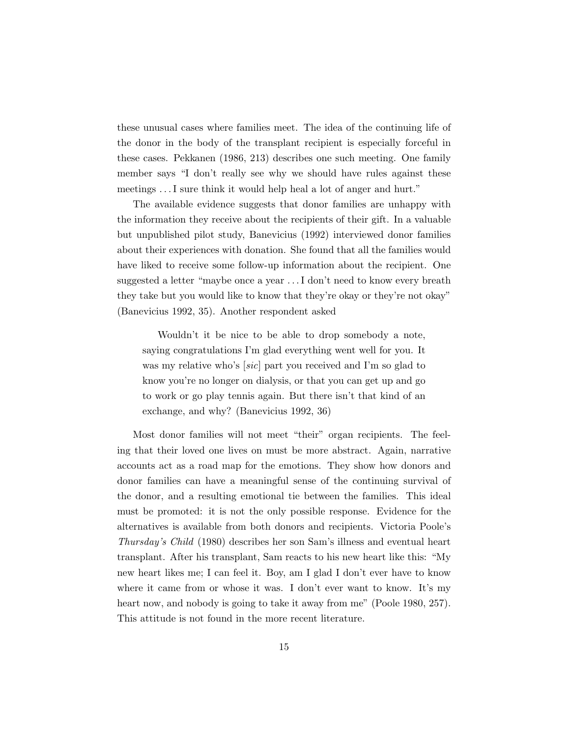these unusual cases where families meet. The idea of the continuing life of the donor in the body of the transplant recipient is especially forceful in these cases. Pekkanen (1986, 213) describes one such meeting. One family member says "I don't really see why we should have rules against these meetings . . . I sure think it would help heal a lot of anger and hurt."

The available evidence suggests that donor families are unhappy with the information they receive about the recipients of their gift. In a valuable but unpublished pilot study, Banevicius (1992) interviewed donor families about their experiences with donation. She found that all the families would have liked to receive some follow-up information about the recipient. One suggested a letter "maybe once a year . . . I don't need to know every breath they take but you would like to know that they're okay or they're not okay" (Banevicius 1992, 35). Another respondent asked

> Wouldn't it be nice to be able to drop somebody a note, saying congratulations I'm glad everything went well for you. It was my relative who's [*sic*] part you received and I'm so glad to know you're no longer on dialysis, or that you can get up and go to work or go play tennis again. But there isn't that kind of an exchange, and why? (Banevicius 1992, 36)

Most donor families will not meet "their" organ recipients. The feeling that their loved one lives on must be more abstract. Again, narrative accounts act as a road map for the emotions. They show how donors and donor families can have a meaningful sense of the continuing survival of the donor, and a resulting emotional tie between the families. This ideal must be promoted: it is not the only possible response. Evidence for the alternatives is available from both donors and recipients. Victoria Poole's *Thursday's Child* (1980) describes her son Sam's illness and eventual heart transplant. After his transplant, Sam reacts to his new heart like this: "My new heart likes me; I can feel it. Boy, am I glad I don't ever have to know where it came from or whose it was. I don't ever want to know. It's my heart now, and nobody is going to take it away from me" (Poole 1980, 257). This attitude is not found in the more recent literature.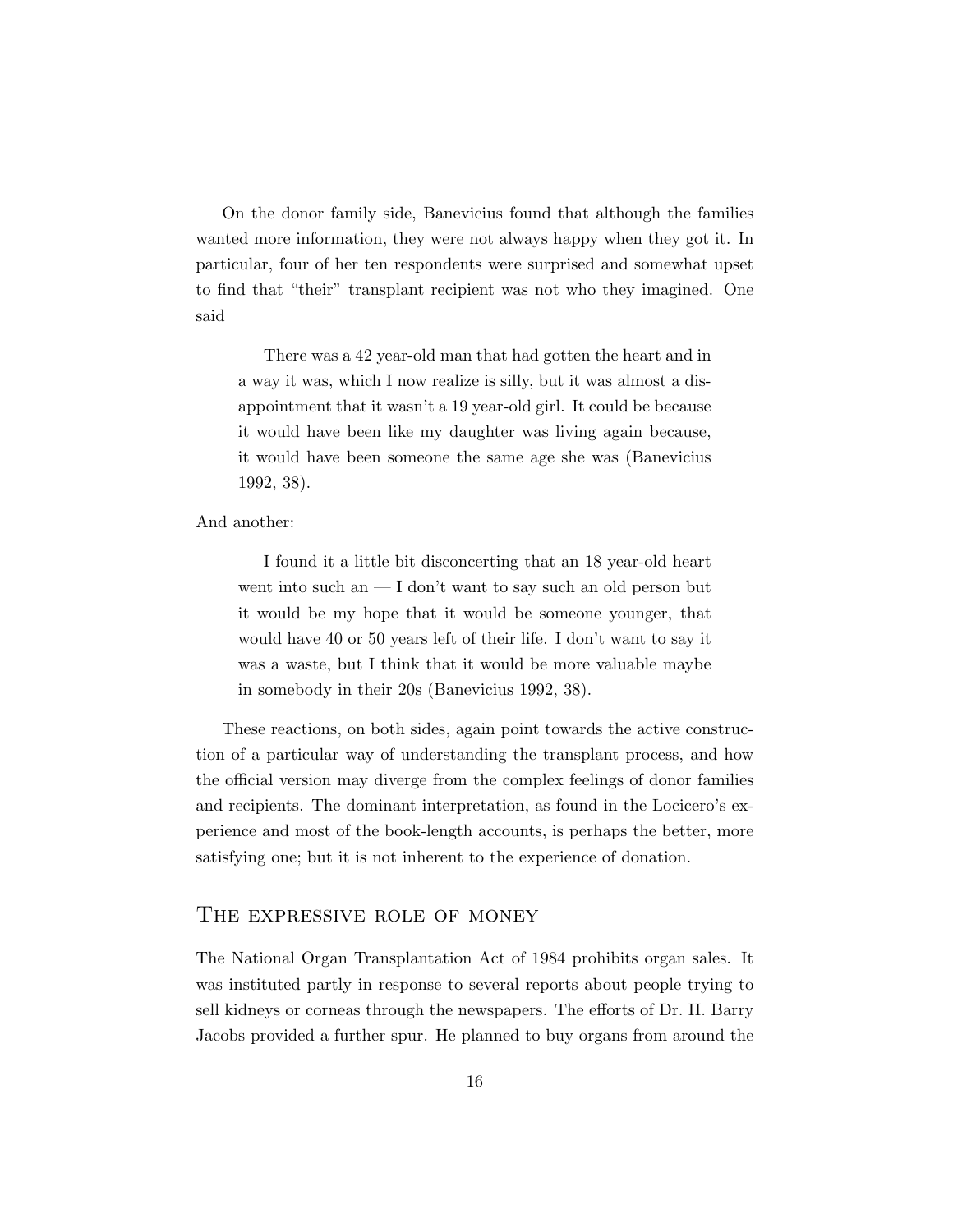On the donor family side, Banevicius found that although the families wanted more information, they were not always happy when they got it. In particular, four of her ten respondents were surprised and somewhat upset to find that "their" transplant recipient was not who they imagined. One said

> There was a 42 year-old man that had gotten the heart and in a way it was, which I now realize is silly, but it was almost a disappointment that it wasn't a 19 year-old girl. It could be because it would have been like my daughter was living again because, it would have been someone the same age she was (Banevicius 1992, 38).

And another:

> I found it a little bit disconcerting that an 18 year-old heart went into such an — I don't want to say such an old person but it would be my hope that it would be someone younger, that would have 40 or 50 years left of their life. I don't want to say it was a waste, but I think that it would be more valuable maybe in somebody in their 20s (Banevicius 1992, 38).

These reactions, on both sides, again point towards the active construction of a particular way of understanding the transplant process, and how the official version may diverge from the complex feelings of donor families and recipients. The dominant interpretation, as found in the Locicero's experience and most of the book-length accounts, is perhaps the better, more satisfying one; but it is not inherent to the experience of donation.

## The expressive role of money

The National Organ Transplantation Act of 1984 prohibits organ sales. It was instituted partly in response to several reports about people trying to sell kidneys or corneas through the newspapers. The efforts of Dr. H. Barry Jacobs provided a further spur. He planned to buy organs from around the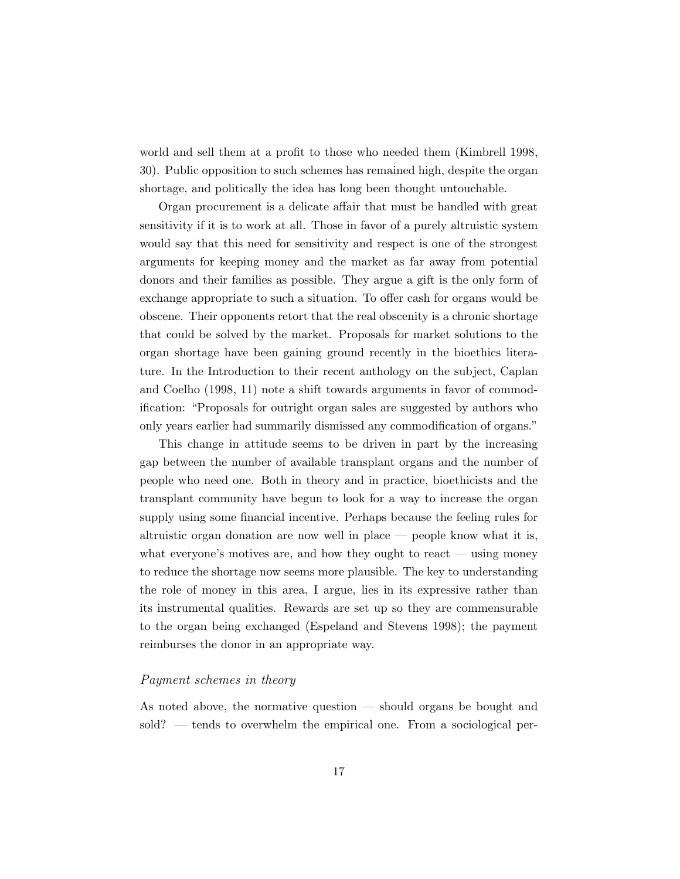world and sell them at a profit to those who needed them (Kimbrell 1998, 30). Public opposition to such schemes has remained high, despite the organ shortage, and politically the idea has long been thought untouchable.

Organ procurement is a delicate affair that must be handled with great sensitivity if it is to work at all. Those in favor of a purely altruistic system would say that this need for sensitivity and respect is one of the strongest arguments for keeping money and the market as far away from potential donors and their families as possible. They argue a gift is the only form of exchange appropriate to such a situation. To offer cash for organs would be obscene. Their opponents retort that the real obscenity is a chronic shortage that could be solved by the market. Proposals for market solutions to the organ shortage have been gaining ground recently in the bioethics literature. In the Introduction to their recent anthology on the subject, Caplan and Coelho (1998, 11) note a shift towards arguments in favor of commodification: "Proposals for outright organ sales are suggested by authors who only years earlier had summarily dismissed any commodification of organs."

This change in attitude seems to be driven in part by the increasing gap between the number of available transplant organs and the number of people who need one. Both in theory and in practice, bioethicists and the transplant community have begun to look for a way to increase the organ supply using some financial incentive. Perhaps because the feeling rules for altruistic organ donation are now well in place — people know what it is, what everyone's motives are, and how they ought to react — using money to reduce the shortage now seems more plausible. The key to understanding the role of money in this area, I argue, lies in its expressive rather than its instrumental qualities. Rewards are set up so they are commensurable to the organ being exchanged (Espeland and Stevens 1998); the payment reimburses the donor in an appropriate way.

### *Payment schemes in theory*

As noted above, the normative question — should organs be bought and sold? — tends to overwhelm the empirical one. From a sociological per-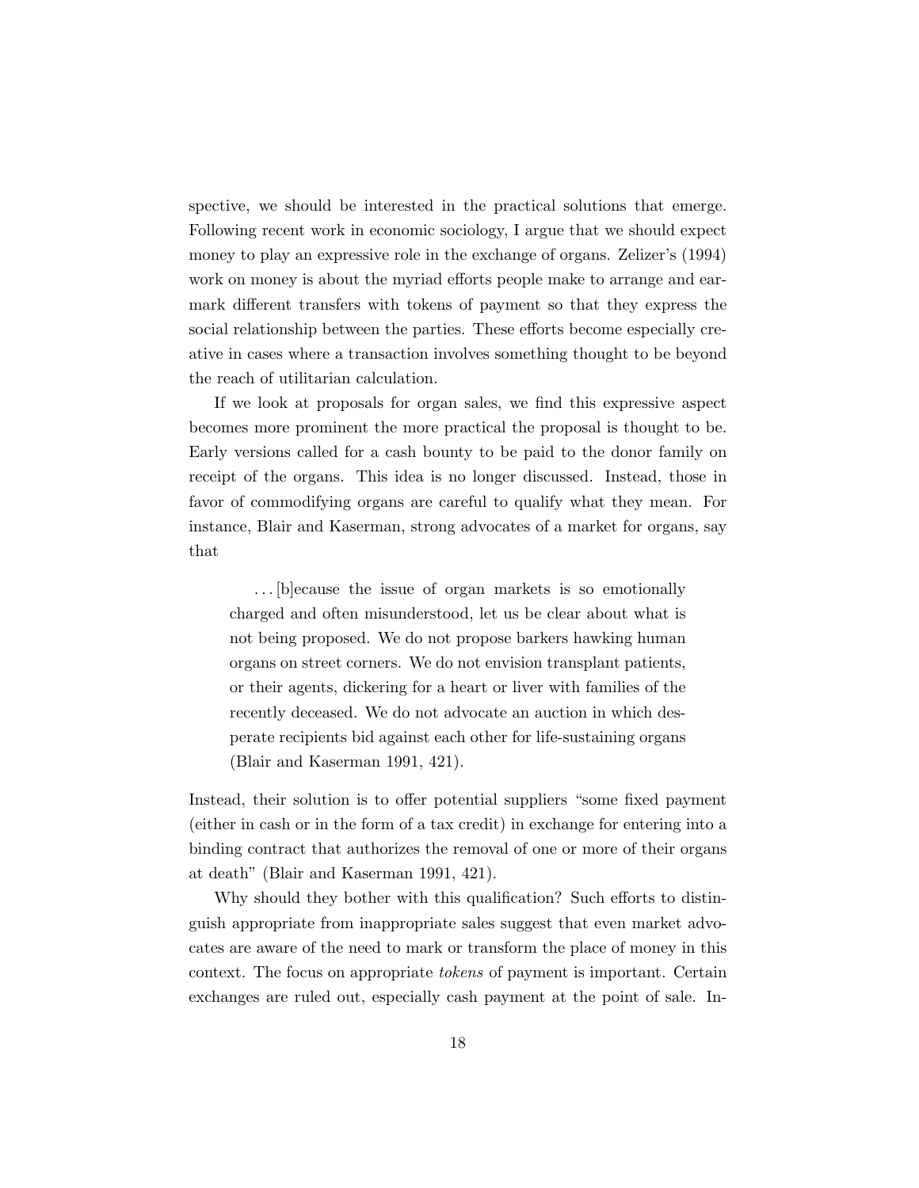spective, we should be interested in the practical solutions that emerge. Following recent work in economic sociology, I argue that we should expect money to play an expressive role in the exchange of organs. Zelizer's (1994) work on money is about the myriad efforts people make to arrange and earmark different transfers with tokens of payment so that they express the social relationship between the parties. These efforts become especially creative in cases where a transaction involves something thought to be beyond the reach of utilitarian calculation.

If we look at proposals for organ sales, we find this expressive aspect becomes more prominent the more practical the proposal is thought to be. Early versions called for a cash bounty to be paid to the donor family on receipt of the organs. This idea is no longer discussed. Instead, those in favor of commodifying organs are careful to qualify what they mean. For instance, Blair and Kaserman, strong advocates of a market for organs, say that

> . . . [b]ecause the issue of organ markets is so emotionally charged and often misunderstood, let us be clear about what is not being proposed. We do not propose barkers hawking human organs on street corners. We do not envision transplant patients, or their agents, dickering for a heart or liver with families of the recently deceased. We do not advocate an auction in which desperate recipients bid against each other for life-sustaining organs (Blair and Kaserman 1991, 421).

Instead, their solution is to offer potential suppliers "some fixed payment (either in cash or in the form of a tax credit) in exchange for entering into a binding contract that authorizes the removal of one or more of their organs at death" (Blair and Kaserman 1991, 421).

Why should they bother with this qualification? Such efforts to distinguish appropriate from inappropriate sales suggest that even market advocates are aware of the need to mark or transform the place of money in this context. The focus on appropriate *tokens* of payment is important. Certain exchanges are ruled out, especially cash payment at the point of sale. In-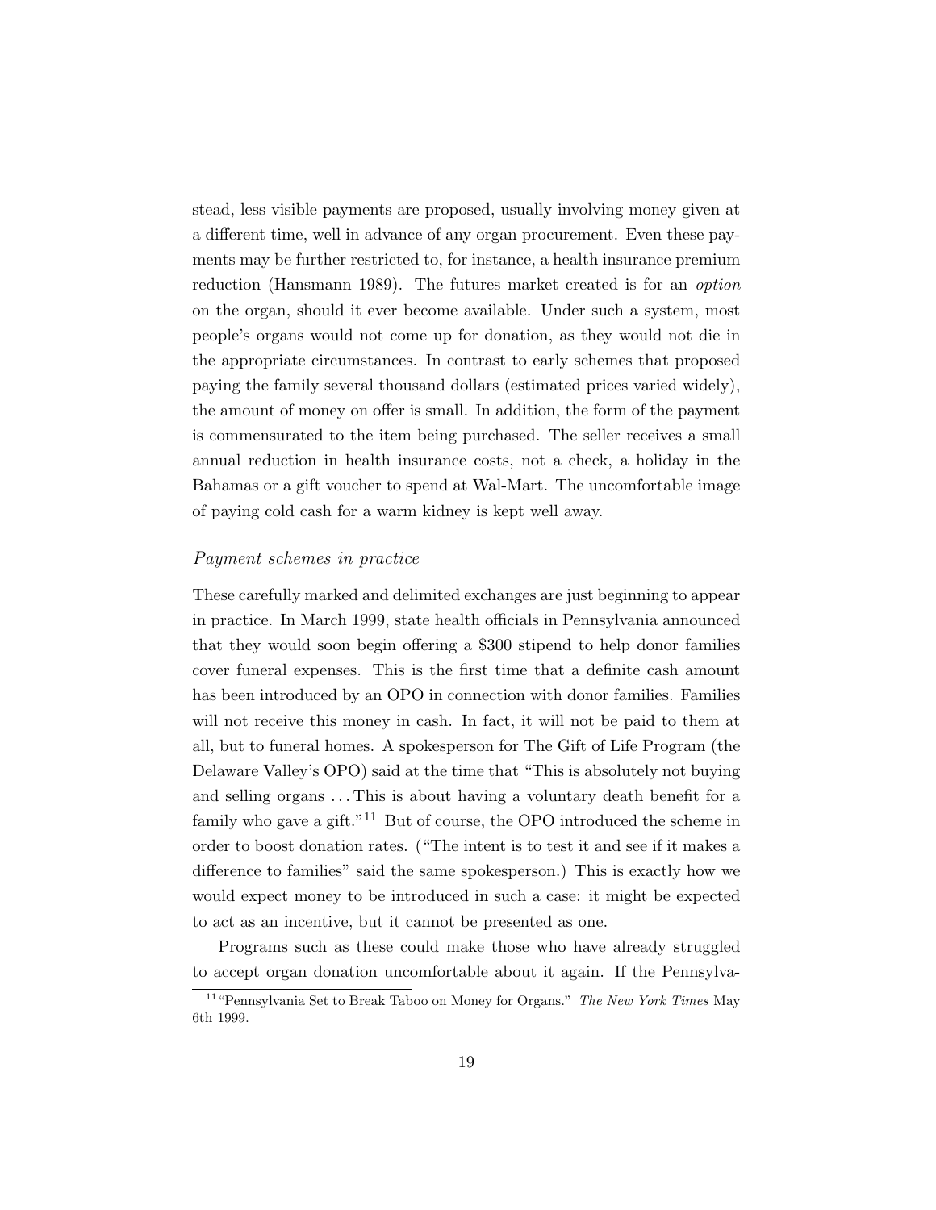stead, less visible payments are proposed, usually involving money given at a different time, well in advance of any organ procurement. Even these payments may be further restricted to, for instance, a health insurance premium reduction (Hansmann 1989). The futures market created is for an *option* on the organ, should it ever become available. Under such a system, most people's organs would not come up for donation, as they would not die in the appropriate circumstances. In contrast to early schemes that proposed paying the family several thousand dollars (estimated prices varied widely), the amount of money on offer is small. In addition, the form of the payment is commensurated to the item being purchased. The seller receives a small annual reduction in health insurance costs, not a check, a holiday in the Bahamas or a gift voucher to spend at Wal-Mart. The uncomfortable image of paying cold cash for a warm kidney is kept well away.

*Payment schemes in practice*

These carefully marked and delimited exchanges are just beginning to appear in practice. In March 1999, state health officials in Pennsylvania announced that they would soon begin offering a $300 stipend to help donor families cover funeral expenses. This is the first time that a definite cash amount has been introduced by an OPO in connection with donor families. Families will not receive this money in cash. In fact, it will not be paid to them at all, but to funeral homes. A spokesperson for The Gift of Life Program (the Delaware Valley's OPO) said at the time that "This is absolutely not buying and selling organs ... This is about having a voluntary death benefit for a family who gave a gift."[11] But of course, the OPO introduced the scheme in order to boost donation rates. ("The intent is to test it and see if it makes a difference to families" said the same spokesperson.) This is exactly how we would expect money to be introduced in such a case: it might be expected to act as an incentive, but it cannot be presented as one.

Programs such as these could make those who have already struggled to accept organ donation uncomfortable about it again. If the Pennsylva-

[11] "Pennsylvania Set to Break Taboo on Money for Organs." *The New York Times* May 6th 1999.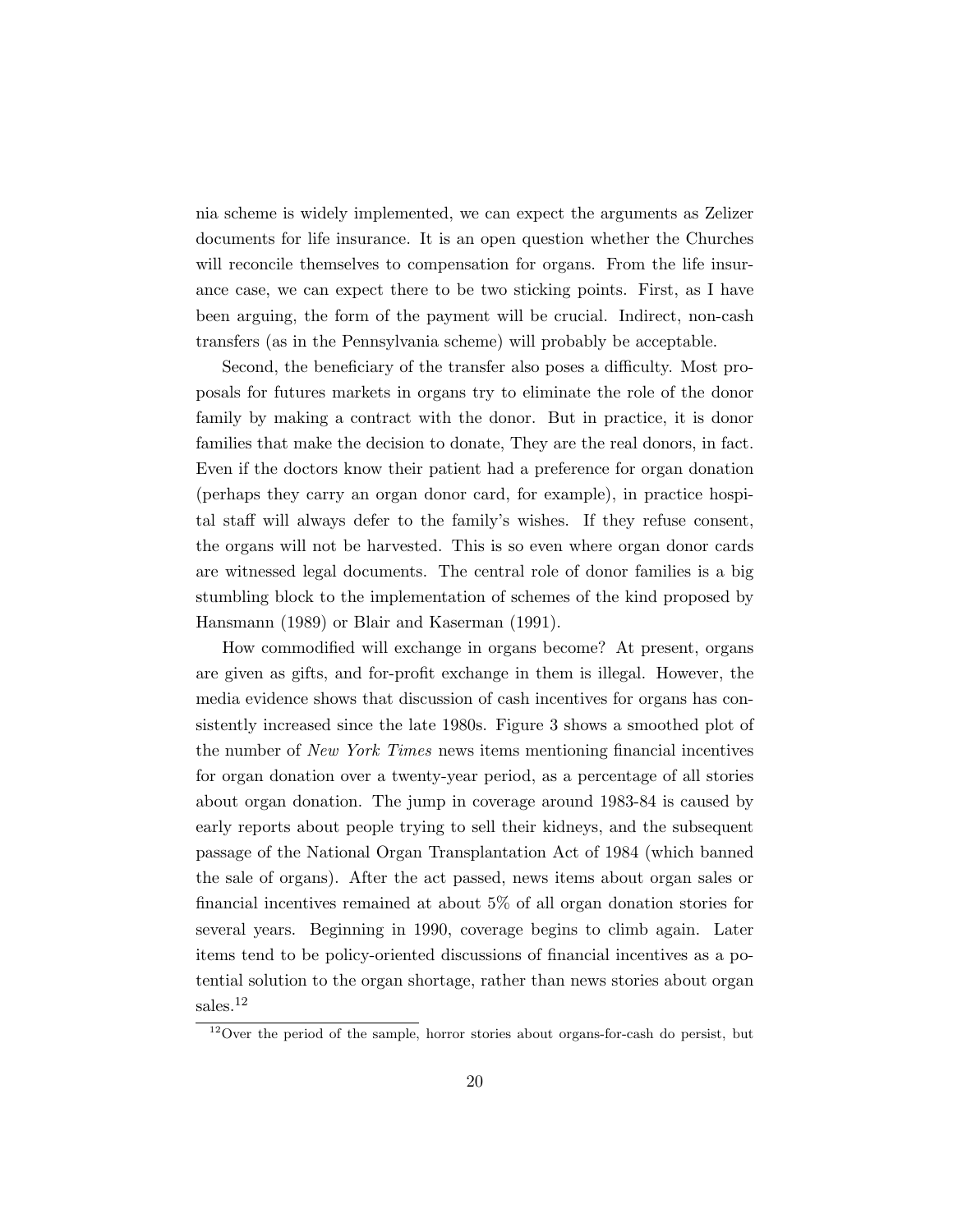nia scheme is widely implemented, we can expect the arguments as Zelizer documents for life insurance. It is an open question whether the Churches will reconcile themselves to compensation for organs. From the life insurance case, we can expect there to be two sticking points. First, as I have been arguing, the form of the payment will be crucial. Indirect, non-cash transfers (as in the Pennsylvania scheme) will probably be acceptable.

Second, the beneficiary of the transfer also poses a difficulty. Most proposals for futures markets in organs try to eliminate the role of the donor family by making a contract with the donor. But in practice, it is donor families that make the decision to donate, They are the real donors, in fact. Even if the doctors know their patient had a preference for organ donation (perhaps they carry an organ donor card, for example), in practice hospital staff will always defer to the family's wishes. If they refuse consent, the organs will not be harvested. This is so even where organ donor cards are witnessed legal documents. The central role of donor families is a big stumbling block to the implementation of schemes of the kind proposed by Hansmann (1989) or Blair and Kaserman (1991).

How commodified will exchange in organs become? At present, organs are given as gifts, and for-profit exchange in them is illegal. However, the media evidence shows that discussion of cash incentives for organs has consistently increased since the late 1980s. Figure 3 shows a smoothed plot of the number of *New York Times* news items mentioning financial incentives for organ donation over a twenty-year period, as a percentage of all stories about organ donation. The jump in coverage around 1983-84 is caused by early reports about people trying to sell their kidneys, and the subsequent passage of the National Organ Transplantation Act of 1984 (which banned the sale of organs). After the act passed, news items about organ sales or financial incentives remained at about 5% of all organ donation stories for several years. Beginning in 1990, coverage begins to climb again. Later items tend to be policy-oriented discussions of financial incentives as a potential solution to the organ shortage, rather than news stories about organ sales.[12]

[12]Over the period of the sample, horror stories about organs-for-cash do persist, but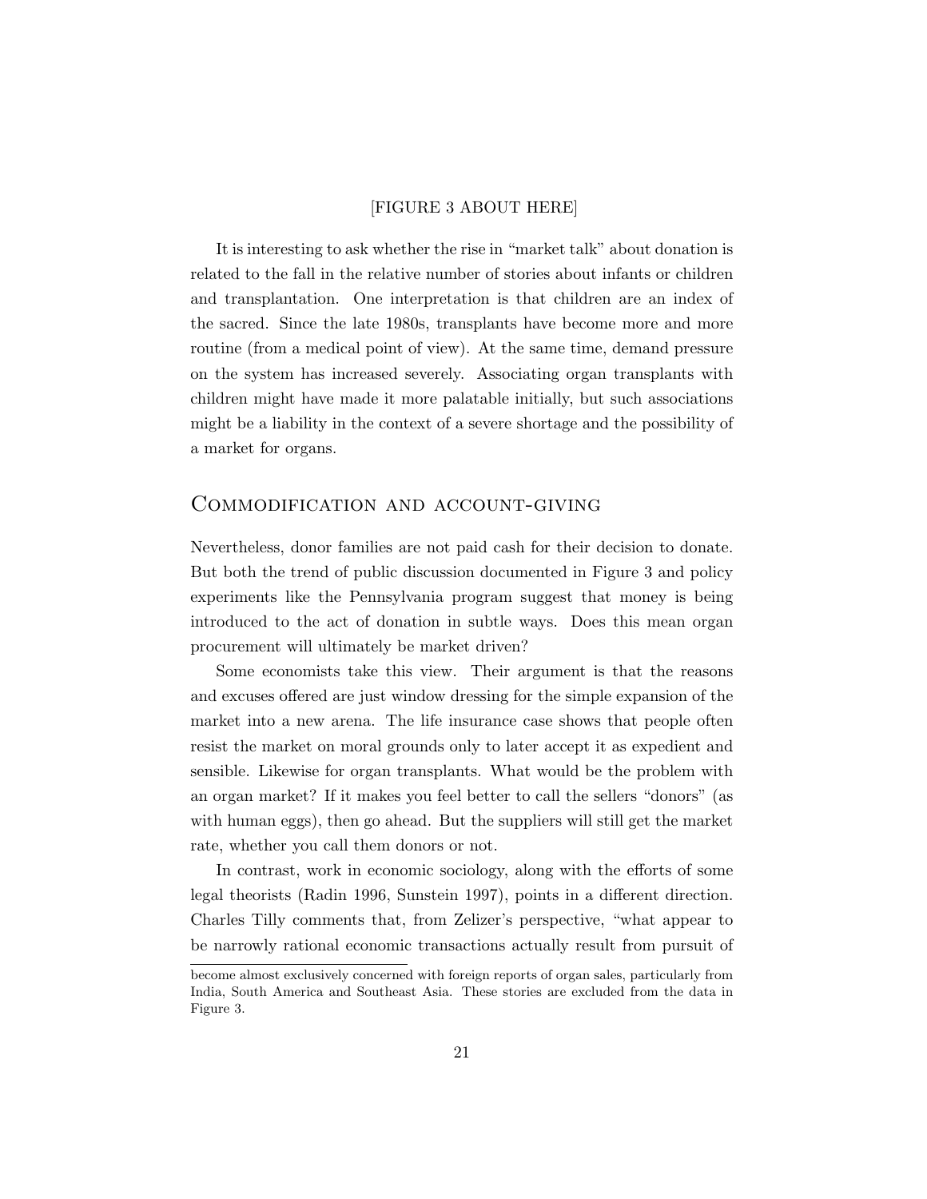[FIGURE 3 ABOUT HERE]

It is interesting to ask whether the rise in "market talk" about donation is related to the fall in the relative number of stories about infants or children and transplantation. One interpretation is that children are an index of the sacred. Since the late 1980s, transplants have become more and more routine (from a medical point of view). At the same time, demand pressure on the system has increased severely. Associating organ transplants with children might have made it more palatable initially, but such associations might be a liability in the context of a severe shortage and the possibility of a market for organs.

## Commodification and account-giving

Nevertheless, donor families are not paid cash for their decision to donate. But both the trend of public discussion documented in Figure 3 and policy experiments like the Pennsylvania program suggest that money is being introduced to the act of donation in subtle ways. Does this mean organ procurement will ultimately be market driven?

Some economists take this view. Their argument is that the reasons and excuses offered are just window dressing for the simple expansion of the market into a new arena. The life insurance case shows that people often resist the market on moral grounds only to later accept it as expedient and sensible. Likewise for organ transplants. What would be the problem with an organ market? If it makes you feel better to call the sellers "donors" (as with human eggs), then go ahead. But the suppliers will still get the market rate, whether you call them donors or not.

In contrast, work in economic sociology, along with the efforts of some legal theorists (Radin 1996, Sunstein 1997), points in a different direction. Charles Tilly comments that, from Zelizer's perspective, "what appear to be narrowly rational economic transactions actually result from pursuit of

become almost exclusively concerned with foreign reports of organ sales, particularly from India, South America and Southeast Asia. These stories are excluded from the data in Figure 3.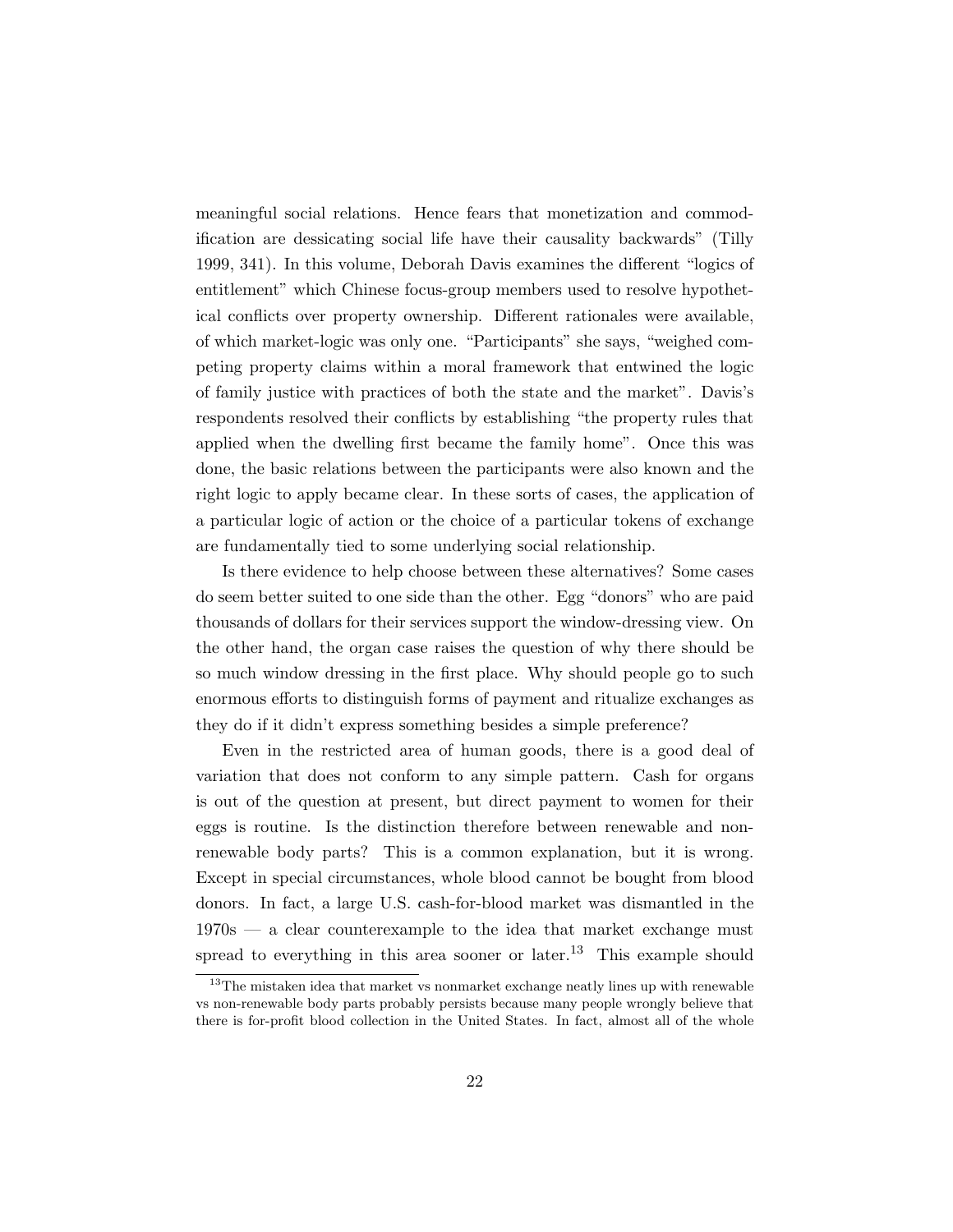meaningful social relations. Hence fears that monetization and commodification are dessicating social life have their causality backwards" (Tilly 1999, 341). In this volume, Deborah Davis examines the different "logics of entitlement" which Chinese focus-group members used to resolve hypothetical conflicts over property ownership. Different rationales were available, of which market-logic was only one. "Participants" she says, "weighed competing property claims within a moral framework that entwined the logic of family justice with practices of both the state and the market". Davis's respondents resolved their conflicts by establishing "the property rules that applied when the dwelling first became the family home". Once this was done, the basic relations between the participants were also known and the right logic to apply became clear. In these sorts of cases, the application of a particular logic of action or the choice of a particular tokens of exchange are fundamentally tied to some underlying social relationship.

Is there evidence to help choose between these alternatives? Some cases do seem better suited to one side than the other. Egg "donors" who are paid thousands of dollars for their services support the window-dressing view. On the other hand, the organ case raises the question of why there should be so much window dressing in the first place. Why should people go to such enormous efforts to distinguish forms of payment and ritualize exchanges as they do if it didn't express something besides a simple preference?

Even in the restricted area of human goods, there is a good deal of variation that does not conform to any simple pattern. Cash for organs is out of the question at present, but direct payment to women for their eggs is routine. Is the distinction therefore between renewable and non-renewable body parts? This is a common explanation, but it is wrong. Except in special circumstances, whole blood cannot be bought from blood donors. In fact, a large U.S. cash-for-blood market was dismantled in the 1970s — a clear counterexample to the idea that market exchange must spread to everything in this area sooner or later.[13] This example should

[13] The mistaken idea that market vs nonmarket exchange neatly lines up with renewable vs non-renewable body parts probably persists because many people wrongly believe that there is for-profit blood collection in the United States. In fact, almost all of the whole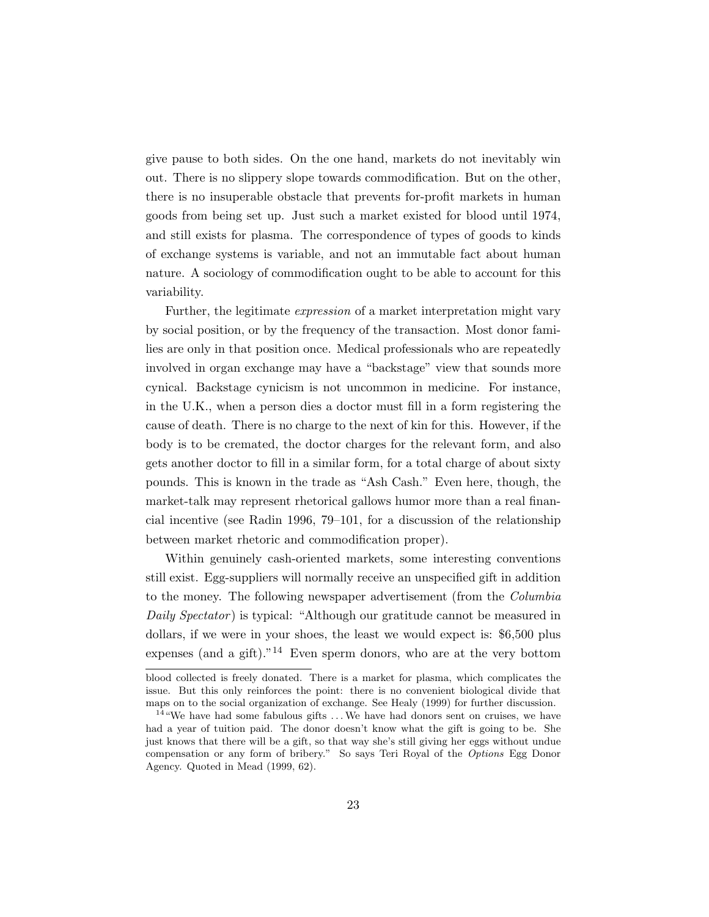give pause to both sides. On the one hand, markets do not inevitably win out. There is no slippery slope towards commodification. But on the other, there is no insuperable obstacle that prevents for-profit markets in human goods from being set up. Just such a market existed for blood until 1974, and still exists for plasma. The correspondence of types of goods to kinds of exchange systems is variable, and not an immutable fact about human nature. A sociology of commodification ought to be able to account for this variability.

Further, the legitimate *expression* of a market interpretation might vary by social position, or by the frequency of the transaction. Most donor families are only in that position once. Medical professionals who are repeatedly involved in organ exchange may have a "backstage" view that sounds more cynical. Backstage cynicism is not uncommon in medicine. For instance, in the U.K., when a person dies a doctor must fill in a form registering the cause of death. There is no charge to the next of kin for this. However, if the body is to be cremated, the doctor charges for the relevant form, and also gets another doctor to fill in a similar form, for a total charge of about sixty pounds. This is known in the trade as "Ash Cash." Even here, though, the market-talk may represent rhetorical gallows humor more than a real financial incentive (see Radin 1996, 79–101, for a discussion of the relationship between market rhetoric and commodification proper).

Within genuinely cash-oriented markets, some interesting conventions still exist. Egg-suppliers will normally receive an unspecified gift in addition to the money. The following newspaper advertisement (from the *Columbia Daily Spectator*) is typical: "Although our gratitude cannot be measured in dollars, if we were in your shoes, the least we would expect is: $6,500 plus expenses (and a gift)."[14] Even sperm donors, who are at the very bottom

---

blood collected is freely donated. There is a market for plasma, which complicates the issue. But this only reinforces the point: there is no convenient biological divide that maps on to the social organization of exchange. See Healy (1999) for further discussion.

[14] "We have had some fabulous gifts . . . We have had donors sent on cruises, we have had a year of tuition paid. The donor doesn't know what the gift is going to be. She just knows that there will be a gift, so that way she's still giving her eggs without undue compensation or any form of bribery." So says Teri Royal of the *Options* Egg Donor Agency. Quoted in Mead (1999, 62).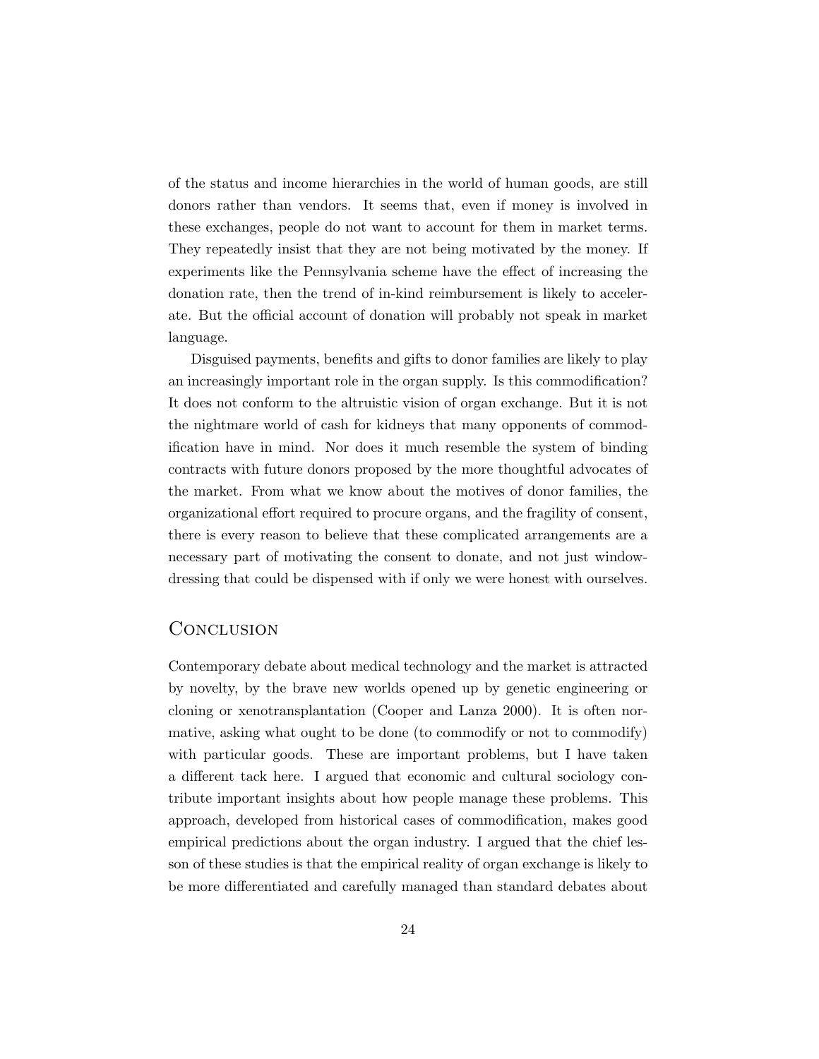of the status and income hierarchies in the world of human goods, are still donors rather than vendors. It seems that, even if money is involved in these exchanges, people do not want to account for them in market terms. They repeatedly insist that they are not being motivated by the money. If experiments like the Pennsylvania scheme have the effect of increasing the donation rate, then the trend of in-kind reimbursement is likely to accelerate. But the official account of donation will probably not speak in market language.

Disguised payments, benefits and gifts to donor families are likely to play an increasingly important role in the organ supply. Is this commodification? It does not conform to the altruistic vision of organ exchange. But it is not the nightmare world of cash for kidneys that many opponents of commodification have in mind. Nor does it much resemble the system of binding contracts with future donors proposed by the more thoughtful advocates of the market. From what we know about the motives of donor families, the organizational effort required to procure organs, and the fragility of consent, there is every reason to believe that these complicated arrangements are a necessary part of motivating the consent to donate, and not just window-dressing that could be dispensed with if only we were honest with ourselves.

## Conclusion

Contemporary debate about medical technology and the market is attracted by novelty, by the brave new worlds opened up by genetic engineering or cloning or xenotransplantation (Cooper and Lanza 2000). It is often normative, asking what ought to be done (to commodify or not to commodify) with particular goods. These are important problems, but I have taken a different tack here. I argued that economic and cultural sociology contribute important insights about how people manage these problems. This approach, developed from historical cases of commodification, makes good empirical predictions about the organ industry. I argued that the chief lesson of these studies is that the empirical reality of organ exchange is likely to be more differentiated and carefully managed than standard debates about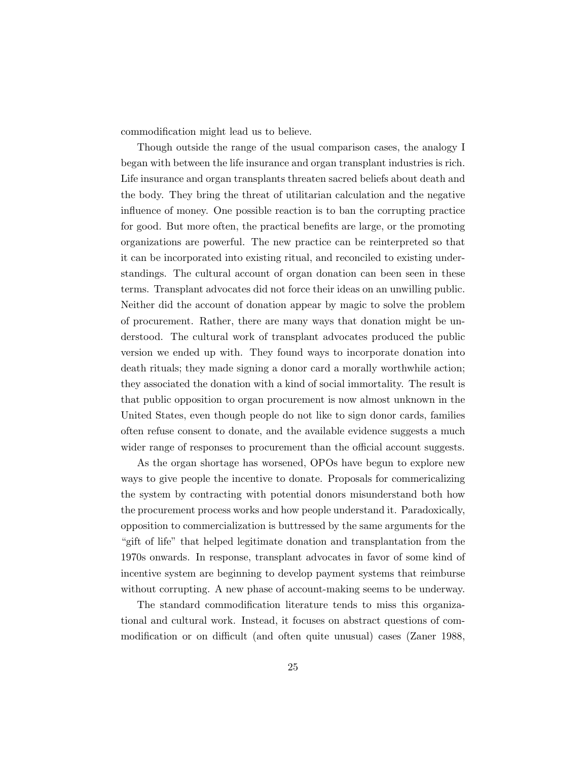commodification might lead us to believe.

Though outside the range of the usual comparison cases, the analogy I began with between the life insurance and organ transplant industries is rich. Life insurance and organ transplants threaten sacred beliefs about death and the body. They bring the threat of utilitarian calculation and the negative influence of money. One possible reaction is to ban the corrupting practice for good. But more often, the practical benefits are large, or the promoting organizations are powerful. The new practice can be reinterpreted so that it can be incorporated into existing ritual, and reconciled to existing understandings. The cultural account of organ donation can been seen in these terms. Transplant advocates did not force their ideas on an unwilling public. Neither did the account of donation appear by magic to solve the problem of procurement. Rather, there are many ways that donation might be understood. The cultural work of transplant advocates produced the public version we ended up with. They found ways to incorporate donation into death rituals; they made signing a donor card a morally worthwhile action; they associated the donation with a kind of social immortality. The result is that public opposition to organ procurement is now almost unknown in the United States, even though people do not like to sign donor cards, families often refuse consent to donate, and the available evidence suggests a much wider range of responses to procurement than the official account suggests.

As the organ shortage has worsened, OPOs have begun to explore new ways to give people the incentive to donate. Proposals for commericalizing the system by contracting with potential donors misunderstand both how the procurement process works and how people understand it. Paradoxically, opposition to commercialization is buttressed by the same arguments for the "gift of life" that helped legitimate donation and transplantation from the 1970s onwards. In response, transplant advocates in favor of some kind of incentive system are beginning to develop payment systems that reimburse without corrupting. A new phase of account-making seems to be underway.

The standard commodification literature tends to miss this organizational and cultural work. Instead, it focuses on abstract questions of commodification or on difficult (and often quite unusual) cases (Zaner 1988,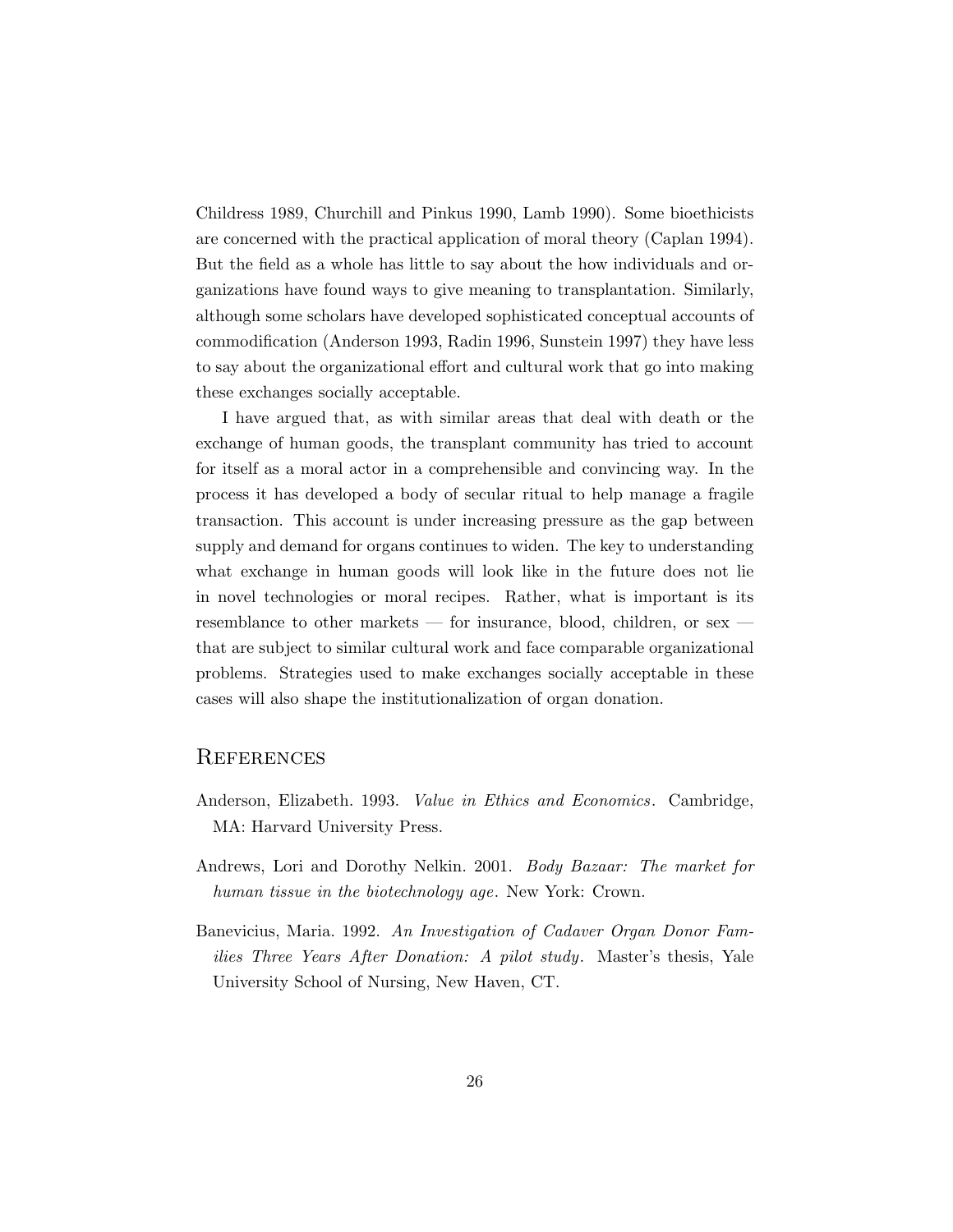Childress 1989, Churchill and Pinkus 1990, Lamb 1990). Some bioethicists are concerned with the practical application of moral theory (Caplan 1994). But the field as a whole has little to say about the how individuals and organizations have found ways to give meaning to transplantation. Similarly, although some scholars have developed sophisticated conceptual accounts of commodification (Anderson 1993, Radin 1996, Sunstein 1997) they have less to say about the organizational effort and cultural work that go into making these exchanges socially acceptable.

I have argued that, as with similar areas that deal with death or the exchange of human goods, the transplant community has tried to account for itself as a moral actor in a comprehensible and convincing way. In the process it has developed a body of secular ritual to help manage a fragile transaction. This account is under increasing pressure as the gap between supply and demand for organs continues to widen. The key to understanding what exchange in human goods will look like in the future does not lie in novel technologies or moral recipes. Rather, what is important is its resemblance to other markets — for insurance, blood, children, or sex — that are subject to similar cultural work and face comparable organizational problems. Strategies used to make exchanges socially acceptable in these cases will also shape the institutionalization of organ donation.

## References

Anderson, Elizabeth. 1993. *Value in Ethics and Economics*. Cambridge, MA: Harvard University Press.

Andrews, Lori and Dorothy Nelkin. 2001. *Body Bazaar: The market for human tissue in the biotechnology age*. New York: Crown.

Banevicius, Maria. 1992. *An Investigation of Cadaver Organ Donor Families Three Years After Donation: A pilot study*. Master's thesis, Yale University School of Nursing, New Haven, CT.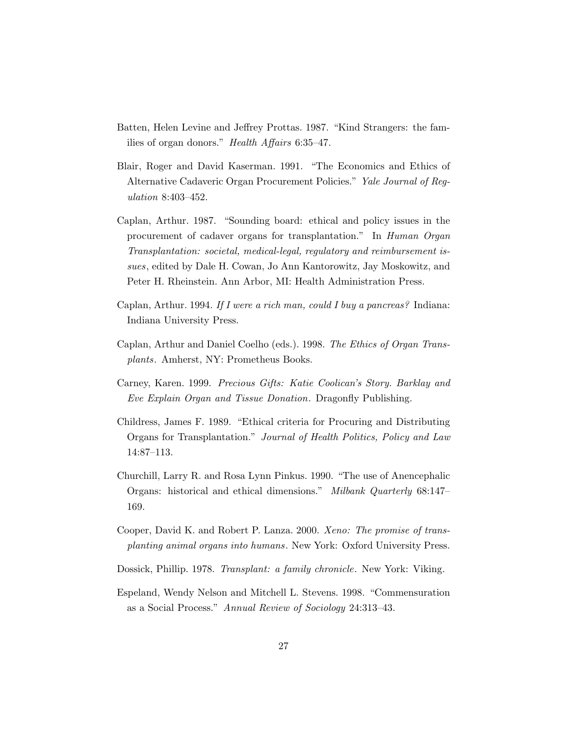Batten, Helen Levine and Jeffrey Prottas. 1987. “Kind Strangers: the families of organ donors.” *Health Affairs* 6:35–47.

Blair, Roger and David Kaserman. 1991. “The Economics and Ethics of Alternative Cadaveric Organ Procurement Policies.” *Yale Journal of Regulation* 8:403–452.

Caplan, Arthur. 1987. “Sounding board: ethical and policy issues in the procurement of cadaver organs for transplantation.” In *Human Organ Transplantation: societal, medical-legal, regulatory and reimbursement issues*, edited by Dale H. Cowan, Jo Ann Kantorowitz, Jay Moskowitz, and Peter H. Rheinstein. Ann Arbor, MI: Health Administration Press.

Caplan, Arthur. 1994. *If I were a rich man, could I buy a pancreas?* Indiana: Indiana University Press.

Caplan, Arthur and Daniel Coelho (eds.). 1998. *The Ethics of Organ Transplants*. Amherst, NY: Prometheus Books.

Carney, Karen. 1999. *Precious Gifts: Katie Coolican's Story. Barklay and Eve Explain Organ and Tissue Donation*. Dragonfly Publishing.

Childress, James F. 1989. “Ethical criteria for Procuring and Distributing Organs for Transplantation.” *Journal of Health Politics, Policy and Law* 14:87–113.

Churchill, Larry R. and Rosa Lynn Pinkus. 1990. “The use of Anencephalic Organs: historical and ethical dimensions.” *Milbank Quarterly* 68:147–169.

Cooper, David K. and Robert P. Lanza. 2000. *Xeno: The promise of transplanting animal organs into humans*. New York: Oxford University Press.

Dossick, Phillip. 1978. *Transplant: a family chronicle*. New York: Viking.

Espeland, Wendy Nelson and Mitchell L. Stevens. 1998. “Commensuration as a Social Process.” *Annual Review of Sociology* 24:313–43.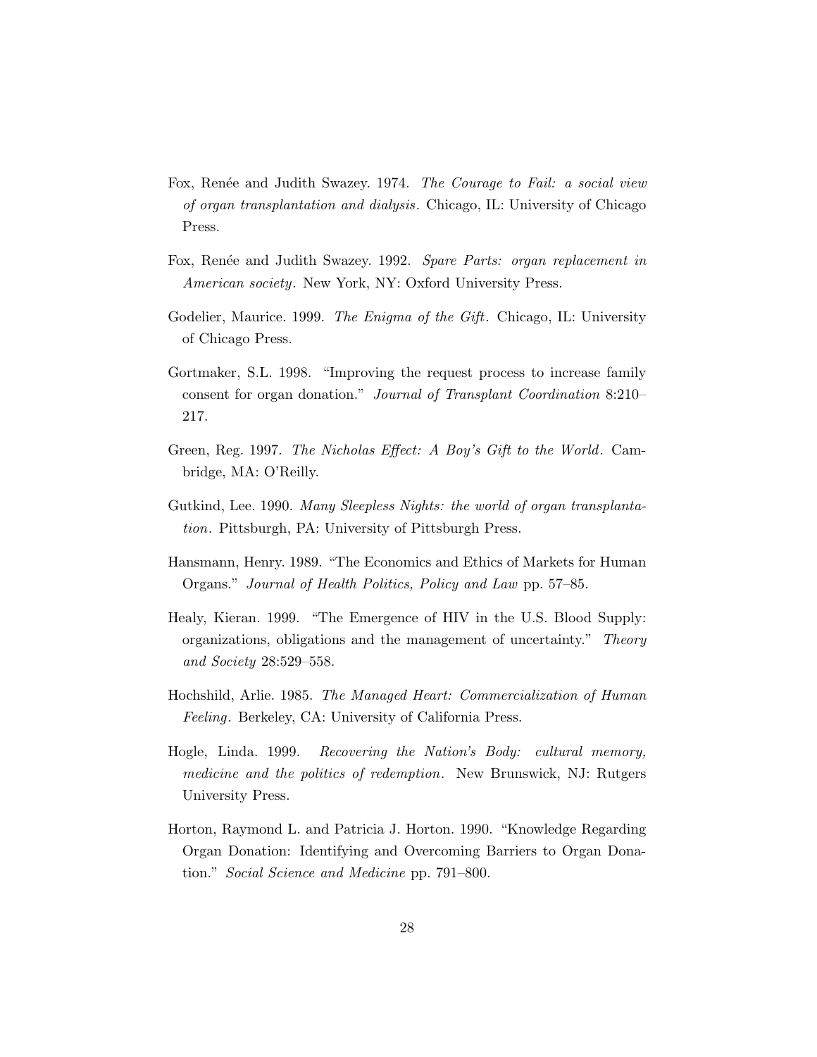Fox, Renée and Judith Swazey. 1974. *The Courage to Fail: a social view of organ transplantation and dialysis*. Chicago, IL: University of Chicago Press.

Fox, Renée and Judith Swazey. 1992. *Spare Parts: organ replacement in American society*. New York, NY: Oxford University Press.

Godelier, Maurice. 1999. *The Enigma of the Gift*. Chicago, IL: University of Chicago Press.

Gortmaker, S.L. 1998. "Improving the request process to increase family consent for organ donation." *Journal of Transplant Coordination* 8:210–217.

Green, Reg. 1997. *The Nicholas Effect: A Boy's Gift to the World*. Cambridge, MA: O'Reilly.

Gutkind, Lee. 1990. *Many Sleepless Nights: the world of organ transplantation*. Pittsburgh, PA: University of Pittsburgh Press.

Hansmann, Henry. 1989. "The Economics and Ethics of Markets for Human Organs." *Journal of Health Politics, Policy and Law* pp. 57–85.

Healy, Kieran. 1999. "The Emergence of HIV in the U.S. Blood Supply: organizations, obligations and the management of uncertainty." *Theory and Society* 28:529–558.

Hochshild, Arlie. 1985. *The Managed Heart: Commercialization of Human Feeling*. Berkeley, CA: University of California Press.

Hogle, Linda. 1999. *Recovering the Nation's Body: cultural memory, medicine and the politics of redemption*. New Brunswick, NJ: Rutgers University Press.

Horton, Raymond L. and Patricia J. Horton. 1990. "Knowledge Regarding Organ Donation: Identifying and Overcoming Barriers to Organ Donation." *Social Science and Medicine* pp. 791–800.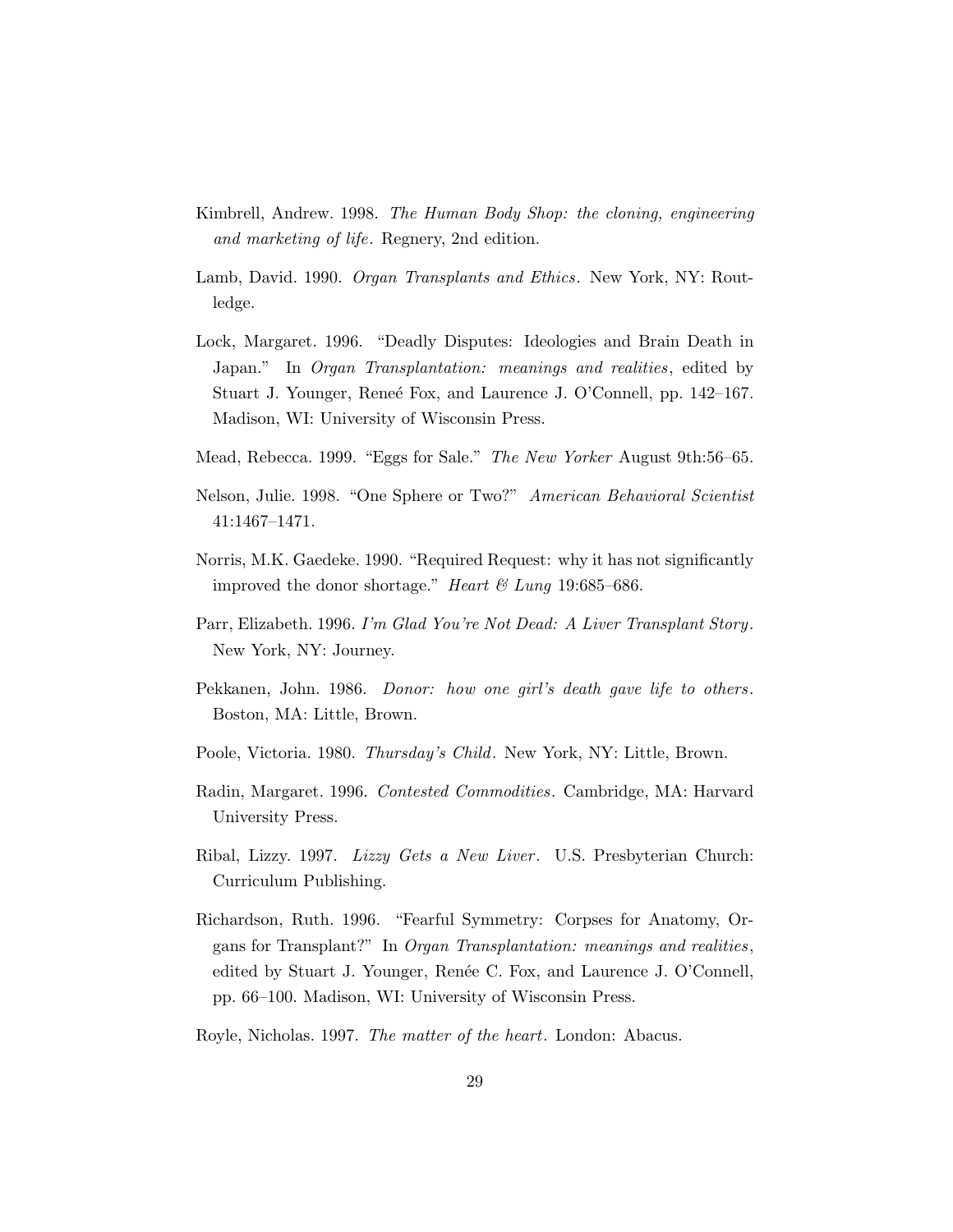Kimbrell, Andrew. 1998. *The Human Body Shop: the cloning, engineering and marketing of life*. Regnery, 2nd edition.

Lamb, David. 1990. *Organ Transplants and Ethics*. New York, NY: Routledge.

Lock, Margaret. 1996. "Deadly Disputes: Ideologies and Brain Death in Japan." In *Organ Transplantation: meanings and realities*, edited by Stuart J. Younger, Reneé Fox, and Laurence J. O'Connell, pp. 142–167. Madison, WI: University of Wisconsin Press.

Mead, Rebecca. 1999. "Eggs for Sale." *The New Yorker* August 9th:56–65.

Nelson, Julie. 1998. "One Sphere or Two?" *American Behavioral Scientist* 41:1467–1471.

Norris, M.K. Gaedeke. 1990. "Required Request: why it has not significantly improved the donor shortage." *Heart & Lung* 19:685–686.

Parr, Elizabeth. 1996. *I'm Glad You're Not Dead: A Liver Transplant Story*. New York, NY: Journey.

Pekkanen, John. 1986. *Donor: how one girl's death gave life to others*. Boston, MA: Little, Brown.

Poole, Victoria. 1980. *Thursday's Child*. New York, NY: Little, Brown.

Radin, Margaret. 1996. *Contested Commodities*. Cambridge, MA: Harvard University Press.

Ribal, Lizzy. 1997. *Lizzy Gets a New Liver*. U.S. Presbyterian Church: Curriculum Publishing.

Richardson, Ruth. 1996. "Fearful Symmetry: Corpses for Anatomy, Organs for Transplant?" In *Organ Transplantation: meanings and realities*, edited by Stuart J. Younger, Renée C. Fox, and Laurence J. O'Connell, pp. 66–100. Madison, WI: University of Wisconsin Press.

Royle, Nicholas. 1997. *The matter of the heart*. London: Abacus.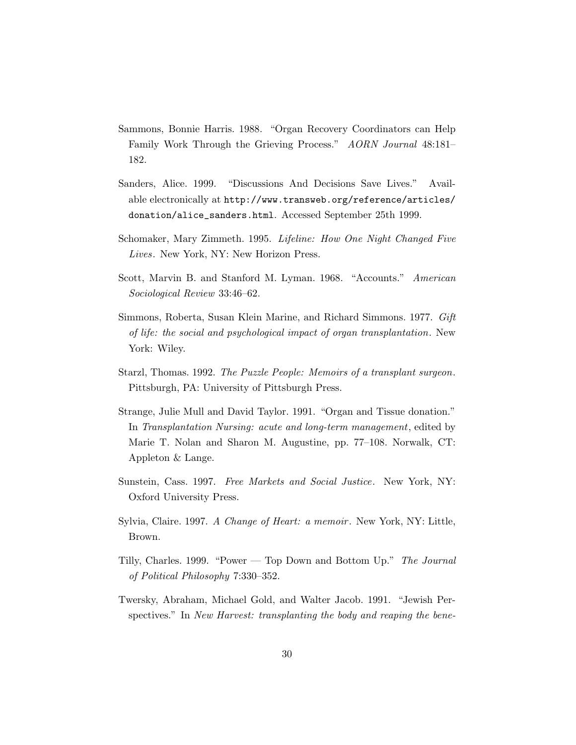Sammons, Bonnie Harris. 1988. "Organ Recovery Coordinators can Help Family Work Through the Grieving Process." *AORN Journal* 48:181–182.

Sanders, Alice. 1999. "Discussions And Decisions Save Lives." Available electronically at `http://www.transweb.org/reference/articles/donation/alice_sanders.html`. Accessed September 25th 1999.

Schomaker, Mary Zimmeth. 1995. *Lifeline: How One Night Changed Five Lives*. New York, NY: New Horizon Press.

Scott, Marvin B. and Stanford M. Lyman. 1968. "Accounts." *American Sociological Review* 33:46–62.

Simmons, Roberta, Susan Klein Marine, and Richard Simmons. 1977. *Gift of life: the social and psychological impact of organ transplantation*. New York: Wiley.

Starzl, Thomas. 1992. *The Puzzle People: Memoirs of a transplant surgeon*. Pittsburgh, PA: University of Pittsburgh Press.

Strange, Julie Mull and David Taylor. 1991. "Organ and Tissue donation." In *Transplantation Nursing: acute and long-term management*, edited by Marie T. Nolan and Sharon M. Augustine, pp. 77–108. Norwalk, CT: Appleton & Lange.

Sunstein, Cass. 1997. *Free Markets and Social Justice*. New York, NY: Oxford University Press.

Sylvia, Claire. 1997. *A Change of Heart: a memoir*. New York, NY: Little, Brown.

Tilly, Charles. 1999. "Power — Top Down and Bottom Up." *The Journal of Political Philosophy* 7:330–352.

Twersky, Abraham, Michael Gold, and Walter Jacob. 1991. "Jewish Perspectives." In *New Harvest: transplanting the body and reaping the bene-*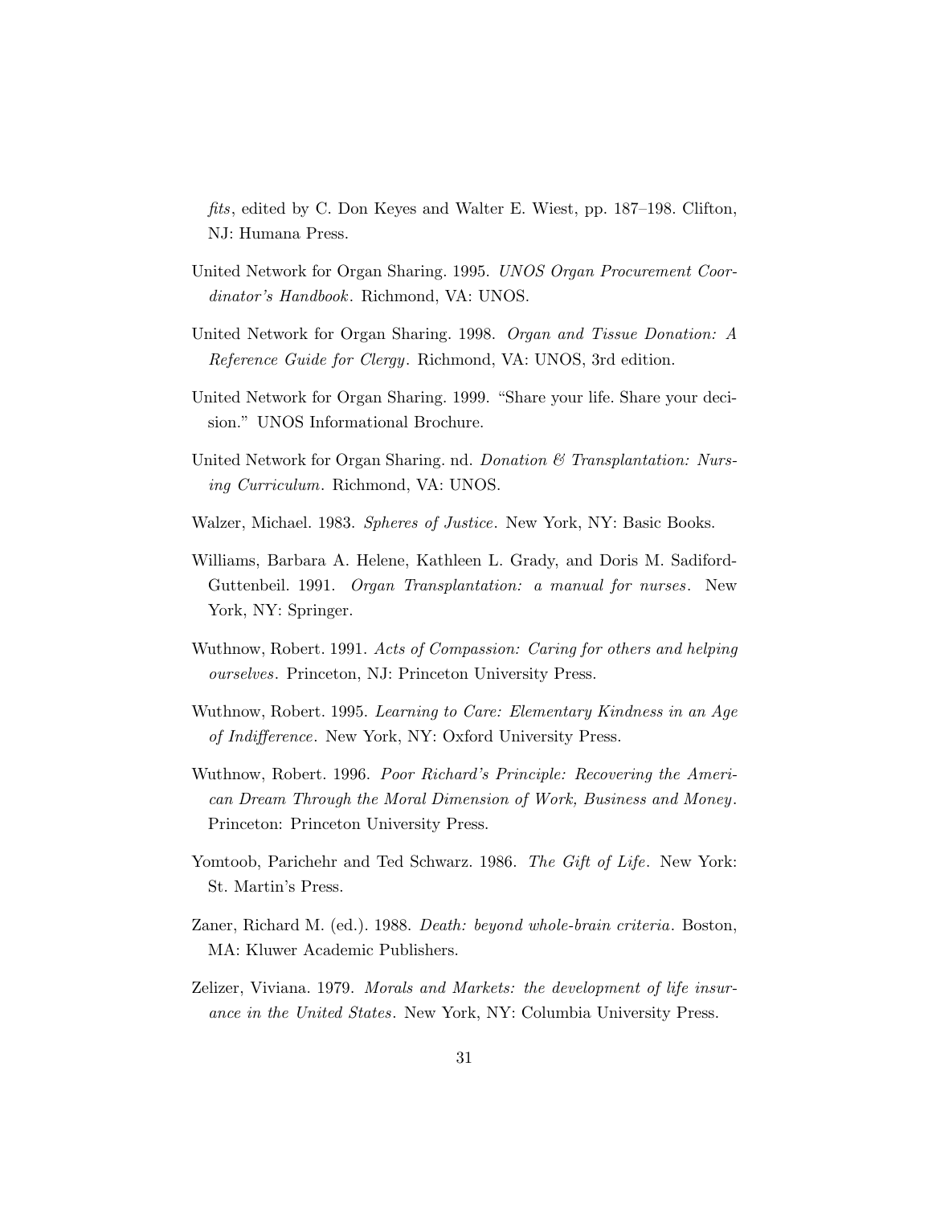*fits*, edited by C. Don Keyes and Walter E. Wiest, pp. 187–198. Clifton, NJ: Humana Press.

United Network for Organ Sharing. 1995. *UNOS Organ Procurement Coordinator's Handbook*. Richmond, VA: UNOS.

United Network for Organ Sharing. 1998. *Organ and Tissue Donation: A Reference Guide for Clergy*. Richmond, VA: UNOS, 3rd edition.

United Network for Organ Sharing. 1999. "Share your life. Share your decision." UNOS Informational Brochure.

United Network for Organ Sharing. nd. *Donation & Transplantation: Nursing Curriculum*. Richmond, VA: UNOS.

Walzer, Michael. 1983. *Spheres of Justice*. New York, NY: Basic Books.

Williams, Barbara A. Helene, Kathleen L. Grady, and Doris M. Sadiford-Guttenbeil. 1991. *Organ Transplantation: a manual for nurses*. New York, NY: Springer.

Wuthnow, Robert. 1991. *Acts of Compassion: Caring for others and helping ourselves*. Princeton, NJ: Princeton University Press.

Wuthnow, Robert. 1995. *Learning to Care: Elementary Kindness in an Age of Indifference*. New York, NY: Oxford University Press.

Wuthnow, Robert. 1996. *Poor Richard's Principle: Recovering the American Dream Through the Moral Dimension of Work, Business and Money*. Princeton: Princeton University Press.

Yomtoob, Parichehr and Ted Schwarz. 1986. *The Gift of Life*. New York: St. Martin's Press.

Zaner, Richard M. (ed.). 1988. *Death: beyond whole-brain criteria*. Boston, MA: Kluwer Academic Publishers.

Zelizer, Viviana. 1979. *Morals and Markets: the development of life insurance in the United States*. New York, NY: Columbia University Press.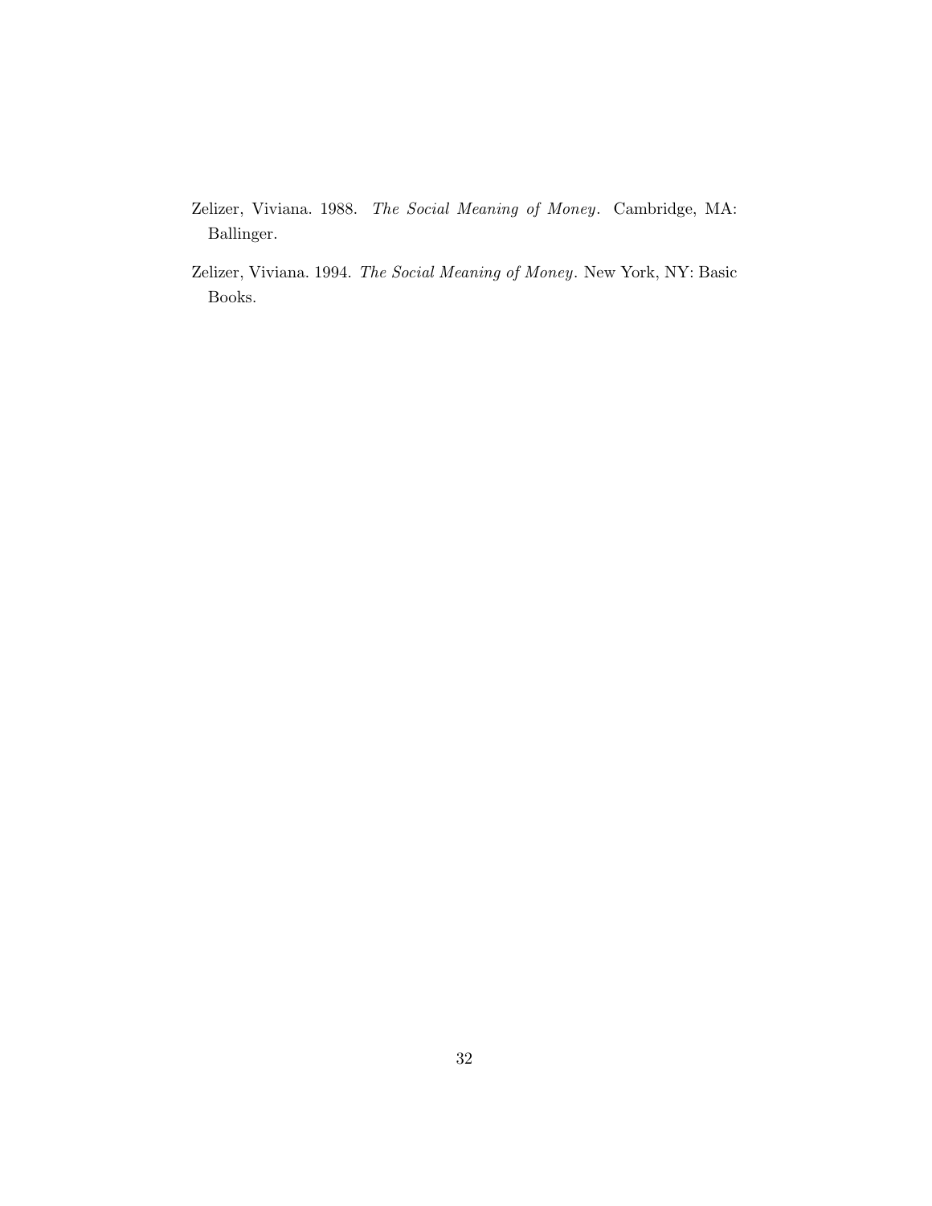Zelizer, Viviana. 1988. *The Social Meaning of Money*. Cambridge, MA: Ballinger.

Zelizer, Viviana. 1994. *The Social Meaning of Money*. New York, NY: Basic Books.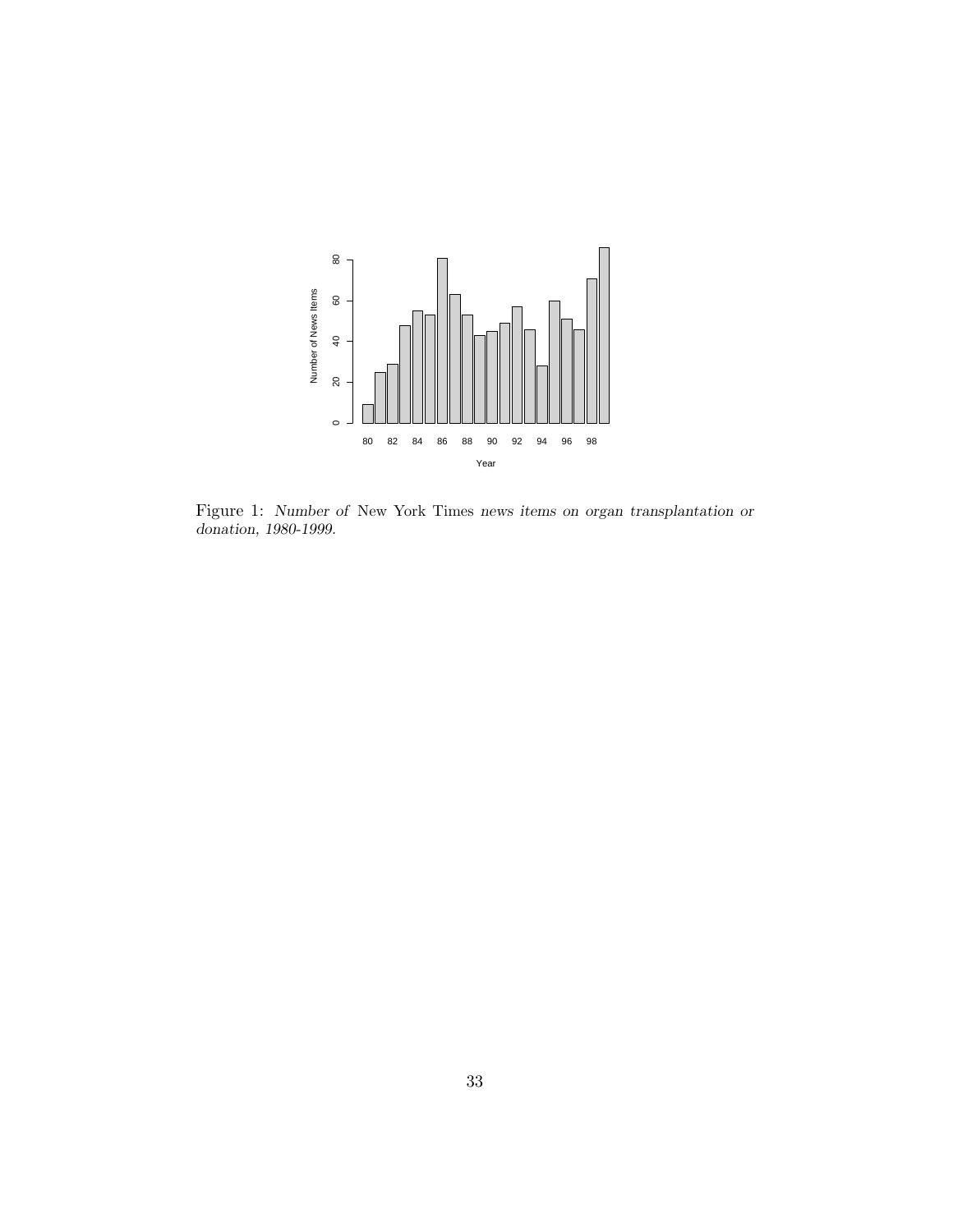Figure 1: *Number of* New York Times *news items on organ transplantation or donation, 1980-1999.*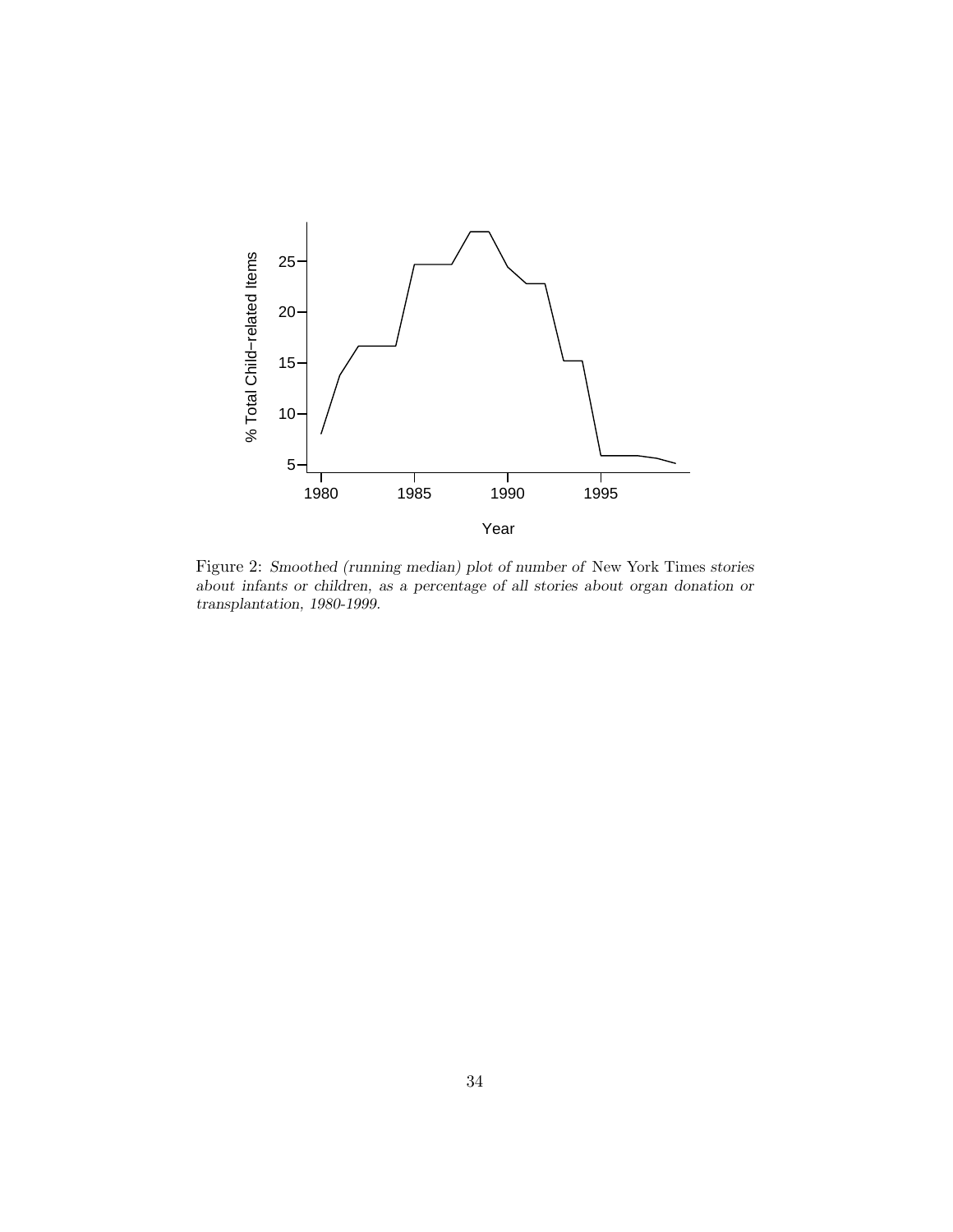Figure 2: *Smoothed (running median) plot of number of* New York Times *stories about infants or children, as a percentage of all stories about organ donation or transplantation, 1980-1999.*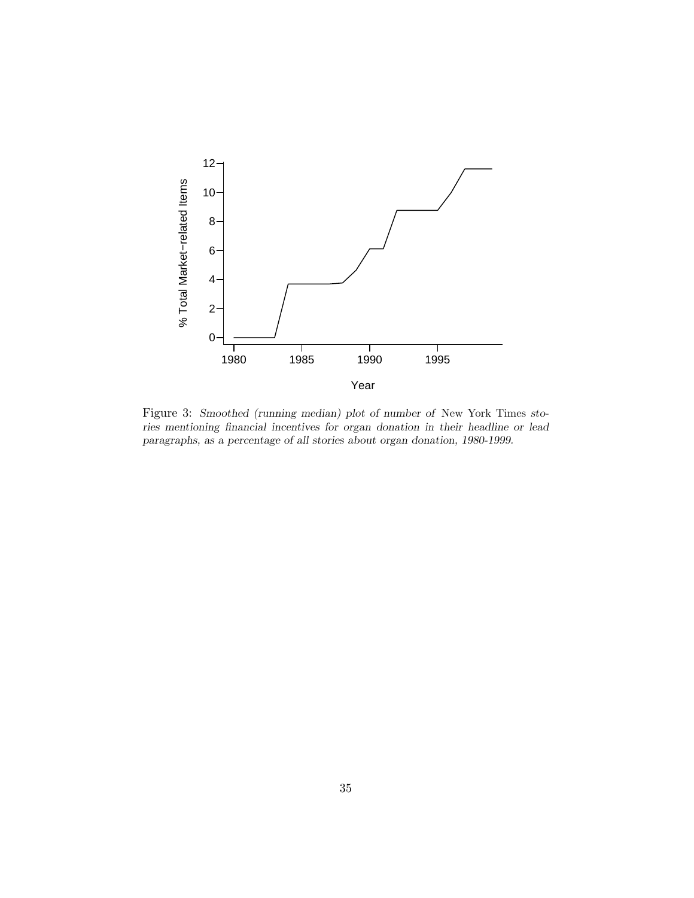% Total Market−related Items

12
10
8
6
4
2
0

1980
1985
1990
1995

Year

Figure 3: *Smoothed (running median) plot of number of* New York Times *stories mentioning financial incentives for organ donation in their headline or lead paragraphs, as a percentage of all stories about organ donation, 1980-1999.*